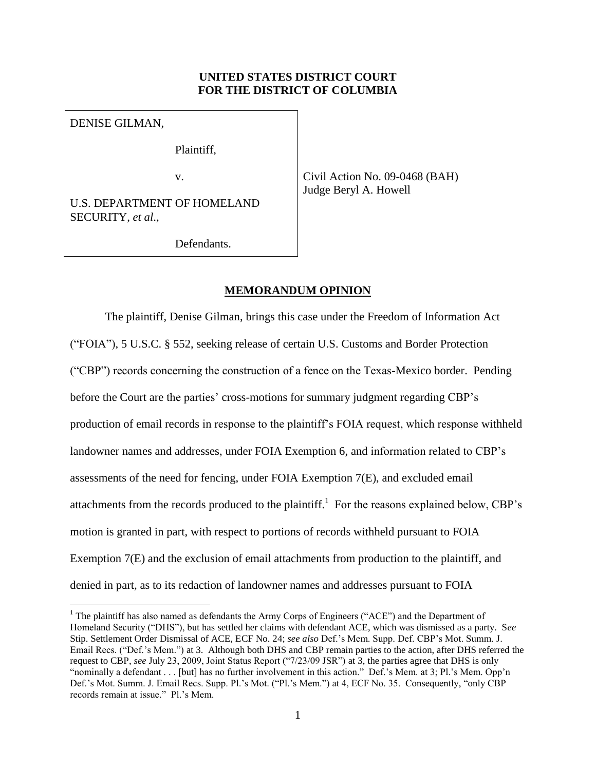**UNITED STATES DISTRICT COURT**
**FOR THE DISTRICT OF COLUMBIA**

| | |
|---|---|
| DENISE GILMAN,<br><br>Plaintiff,<br><br>v.<br><br>U.S. DEPARTMENT OF HOMELAND SECURITY, *et al*.,<br><br>Defendants. | Civil Action No. 09-0468 (BAH)<br>Judge Beryl A. Howell |

## **MEMORANDUM OPINION**

The plaintiff, Denise Gilman, brings this case under the Freedom of Information Act ("FOIA"), 5 U.S.C. § 552, seeking release of certain U.S. Customs and Border Protection ("CBP") records concerning the construction of a fence on the Texas-Mexico border. Pending before the Court are the parties' cross-motions for summary judgment regarding CBP's production of email records in response to the plaintiff's FOIA request, which response withheld landowner names and addresses, under FOIA Exemption 6, and information related to CBP's assessments of the need for fencing, under FOIA Exemption 7(E), and excluded email attachments from the records produced to the plaintiff.[1] For the reasons explained below, CBP's motion is granted in part, with respect to portions of records withheld pursuant to FOIA Exemption 7(E) and the exclusion of email attachments from production to the plaintiff, and denied in part, as to its redaction of landowner names and addresses pursuant to FOIA

[1] The plaintiff has also named as defendants the Army Corps of Engineers ("ACE") and the Department of Homeland Security ("DHS"), but has settled her claims with defendant ACE, which was dismissed as a party. S*ee* Stip. Settlement Order Dismissal of ACE, ECF No. 24; *see also* Def.'s Mem. Supp. Def. CBP's Mot. Summ. J. Email Recs. ("Def.'s Mem.") at 3. Although both DHS and CBP remain parties to the action, after DHS referred the request to CBP, *see* July 23, 2009, Joint Status Report ("7/23/09 JSR") at 3, the parties agree that DHS is only "nominally a defendant . . . [but] has no further involvement in this action." Def.'s Mem. at 3; Pl.'s Mem. Opp'n Def.'s Mot. Summ. J. Email Recs. Supp. Pl.'s Mot. ("Pl.'s Mem.") at 4, ECF No. 35. Consequently, "only CBP records remain at issue." Pl.'s Mem.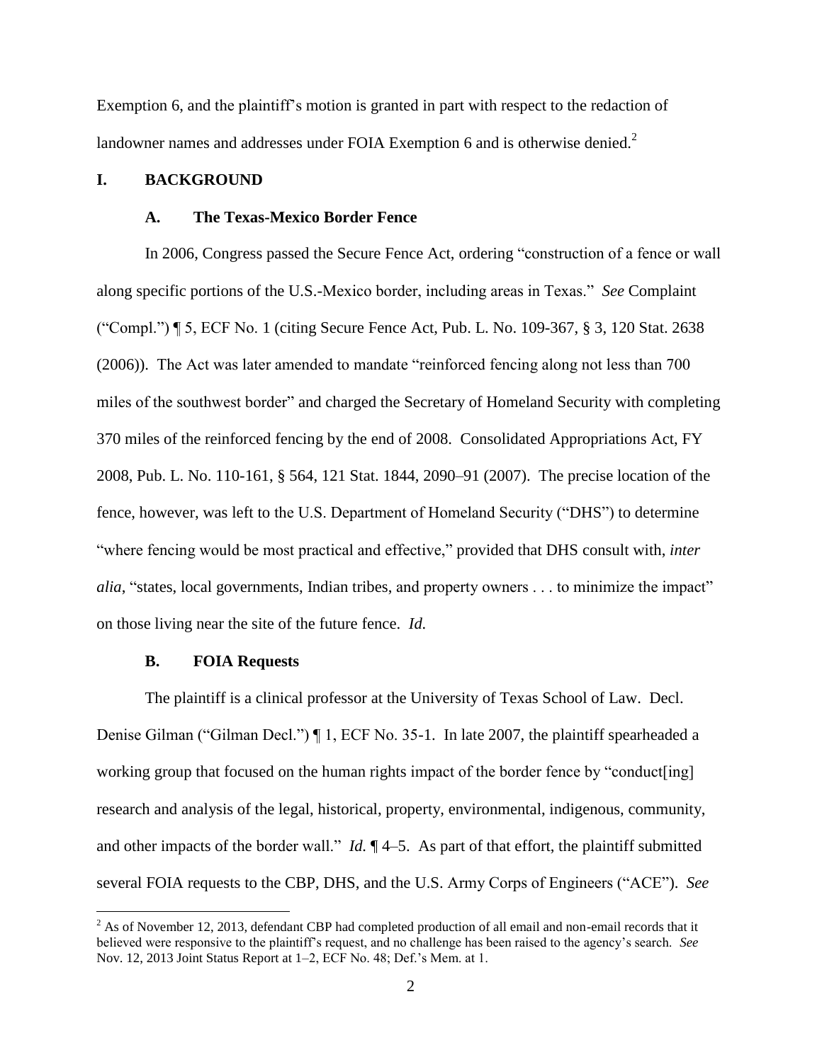Exemption 6, and the plaintiff's motion is granted in part with respect to the redaction of landowner names and addresses under FOIA Exemption 6 and is otherwise denied.[2]

## I. BACKGROUND

### A. The Texas-Mexico Border Fence

In 2006, Congress passed the Secure Fence Act, ordering "construction of a fence or wall along specific portions of the U.S.-Mexico border, including areas in Texas." *See* Complaint ("Compl.") ¶ 5, ECF No. 1 (citing Secure Fence Act, Pub. L. No. 109-367, § 3, 120 Stat. 2638 (2006)). The Act was later amended to mandate "reinforced fencing along not less than 700 miles of the southwest border" and charged the Secretary of Homeland Security with completing 370 miles of the reinforced fencing by the end of 2008. Consolidated Appropriations Act, FY 2008, Pub. L. No. 110-161, § 564, 121 Stat. 1844, 2090–91 (2007). The precise location of the fence, however, was left to the U.S. Department of Homeland Security ("DHS") to determine "where fencing would be most practical and effective," provided that DHS consult with, *inter alia*, "states, local governments, Indian tribes, and property owners . . . to minimize the impact" on those living near the site of the future fence. *Id.*

### B. FOIA Requests

The plaintiff is a clinical professor at the University of Texas School of Law. Decl. Denise Gilman ("Gilman Decl.") ¶ 1, ECF No. 35-1. In late 2007, the plaintiff spearheaded a working group that focused on the human rights impact of the border fence by "conduct[ing] research and analysis of the legal, historical, property, environmental, indigenous, community, and other impacts of the border wall." *Id.* ¶ 4–5. As part of that effort, the plaintiff submitted several FOIA requests to the CBP, DHS, and the U.S. Army Corps of Engineers ("ACE"). *See*

[2] As of November 12, 2013, defendant CBP had completed production of all email and non-email records that it believed were responsive to the plaintiff's request, and no challenge has been raised to the agency's search. *See* Nov. 12, 2013 Joint Status Report at 1–2, ECF No. 48; Def.'s Mem. at 1.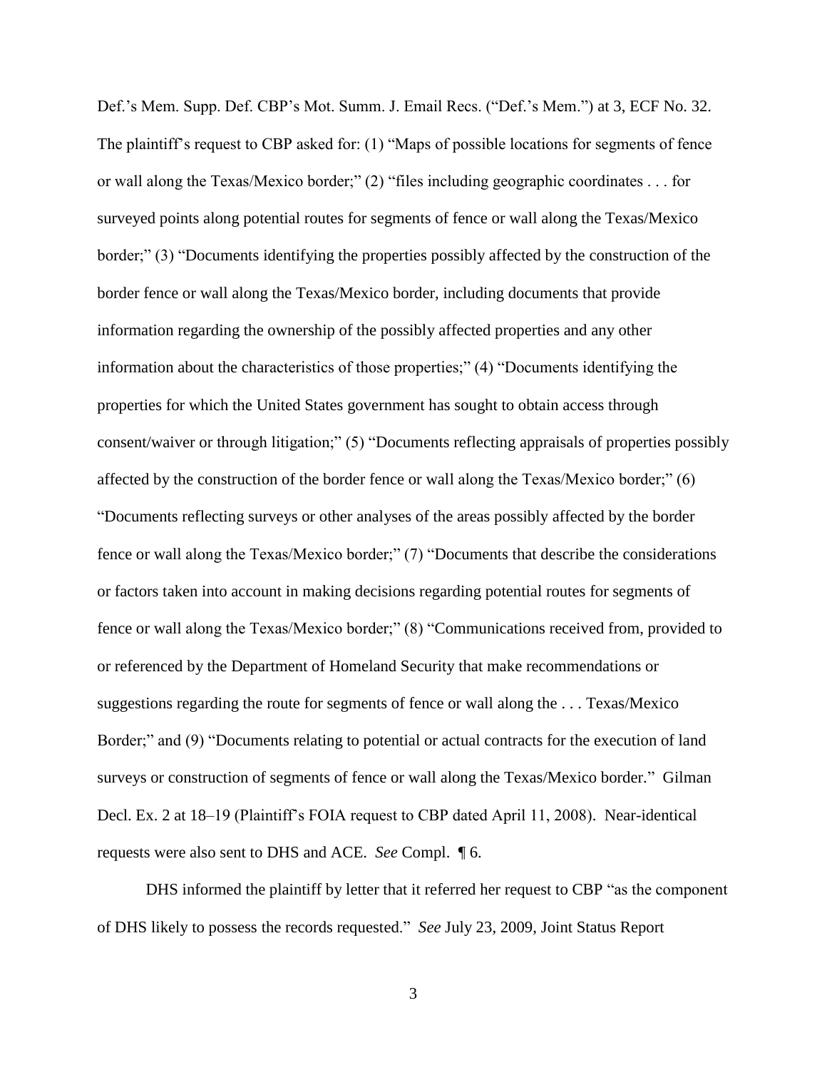Def.'s Mem. Supp. Def. CBP's Mot. Summ. J. Email Recs. ("Def.'s Mem.") at 3, ECF No. 32. The plaintiff's request to CBP asked for: (1) "Maps of possible locations for segments of fence or wall along the Texas/Mexico border;" (2) "files including geographic coordinates . . . for surveyed points along potential routes for segments of fence or wall along the Texas/Mexico border;" (3) "Documents identifying the properties possibly affected by the construction of the border fence or wall along the Texas/Mexico border, including documents that provide information regarding the ownership of the possibly affected properties and any other information about the characteristics of those properties;" (4) "Documents identifying the properties for which the United States government has sought to obtain access through consent/waiver or through litigation;" (5) "Documents reflecting appraisals of properties possibly affected by the construction of the border fence or wall along the Texas/Mexico border;" (6) "Documents reflecting surveys or other analyses of the areas possibly affected by the border fence or wall along the Texas/Mexico border;" (7) "Documents that describe the considerations or factors taken into account in making decisions regarding potential routes for segments of fence or wall along the Texas/Mexico border;" (8) "Communications received from, provided to or referenced by the Department of Homeland Security that make recommendations or suggestions regarding the route for segments of fence or wall along the . . . Texas/Mexico Border;" and (9) "Documents relating to potential or actual contracts for the execution of land surveys or construction of segments of fence or wall along the Texas/Mexico border." Gilman Decl. Ex. 2 at 18–19 (Plaintiff's FOIA request to CBP dated April 11, 2008). Near-identical requests were also sent to DHS and ACE. *See* Compl. ¶ 6.

DHS informed the plaintiff by letter that it referred her request to CBP "as the component of DHS likely to possess the records requested." *See* July 23, 2009, Joint Status Report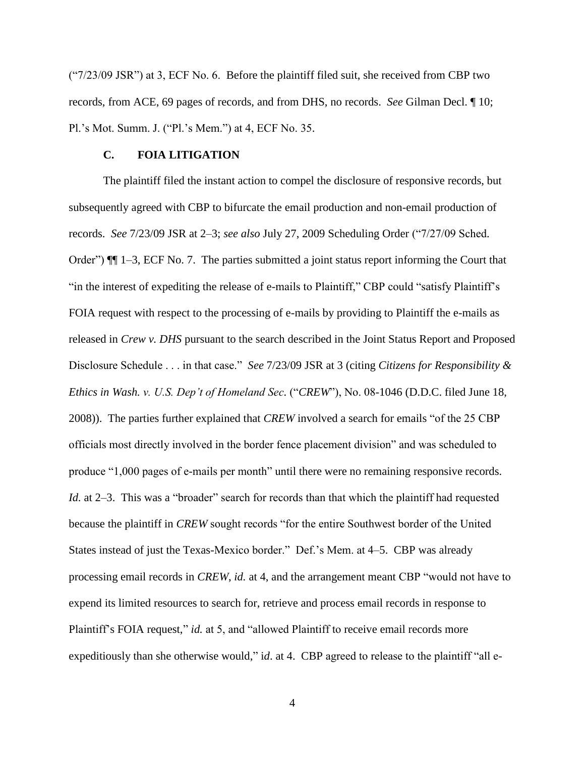("7/23/09 JSR") at 3, ECF No. 6. Before the plaintiff filed suit, she received from CBP two records, from ACE, 69 pages of records, and from DHS, no records. *See* Gilman Decl. ¶ 10; Pl.'s Mot. Summ. J. ("Pl.'s Mem.") at 4, ECF No. 35.

### C. FOIA LITIGATION

The plaintiff filed the instant action to compel the disclosure of responsive records, but subsequently agreed with CBP to bifurcate the email production and non-email production of records. *See* 7/23/09 JSR at 2–3; *see also* July 27, 2009 Scheduling Order ("7/27/09 Sched. Order") ¶¶ 1–3, ECF No. 7. The parties submitted a joint status report informing the Court that "in the interest of expediting the release of e-mails to Plaintiff," CBP could "satisfy Plaintiff's FOIA request with respect to the processing of e-mails by providing to Plaintiff the e-mails as released in *Crew v. DHS* pursuant to the search described in the Joint Status Report and Proposed Disclosure Schedule . . . in that case." *See* 7/23/09 JSR at 3 (citing *Citizens for Responsibility & Ethics in Wash. v. U.S. Dep't of Homeland Sec.* ("*CREW*"), No. 08-1046 (D.D.C. filed June 18, 2008)). The parties further explained that *CREW* involved a search for emails "of the 25 CBP officials most directly involved in the border fence placement division" and was scheduled to produce "1,000 pages of e-mails per month" until there were no remaining responsive records. *Id.* at 2–3. This was a "broader" search for records than that which the plaintiff had requested because the plaintiff in *CREW* sought records "for the entire Southwest border of the United States instead of just the Texas-Mexico border." Def.'s Mem. at 4–5. CBP was already processing email records in *CREW*, *id.* at 4, and the arrangement meant CBP "would not have to expend its limited resources to search for, retrieve and process email records in response to Plaintiff's FOIA request," *id.* at 5, and "allowed Plaintiff to receive email records more expeditiously than she otherwise would," i*d*. at 4. CBP agreed to release to the plaintiff "all e-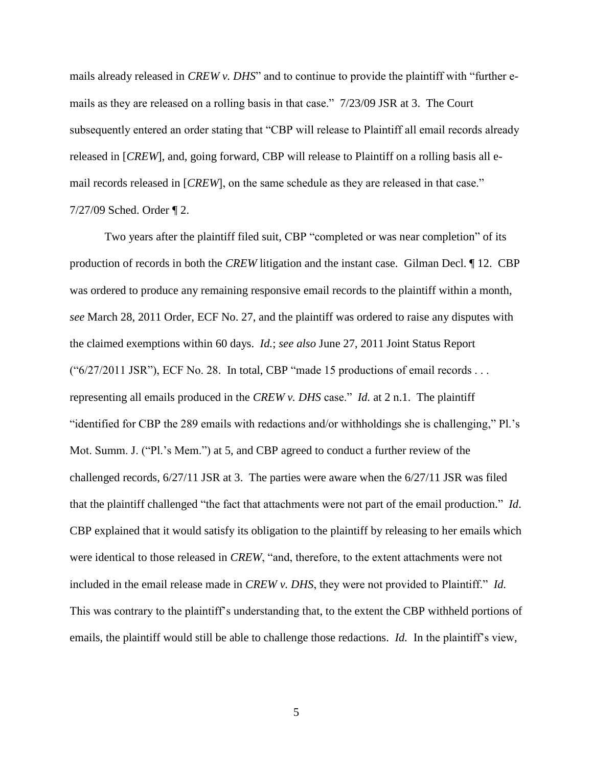mails already released in *CREW v. DHS*" and to continue to provide the plaintiff with "further e-mails as they are released on a rolling basis in that case." 7/23/09 JSR at 3. The Court subsequently entered an order stating that "CBP will release to Plaintiff all email records already released in [*CREW*], and, going forward, CBP will release to Plaintiff on a rolling basis all e-mail records released in [*CREW*], on the same schedule as they are released in that case." 7/27/09 Sched. Order ¶ 2.

Two years after the plaintiff filed suit, CBP "completed or was near completion" of its production of records in both the *CREW* litigation and the instant case. Gilman Decl. ¶ 12. CBP was ordered to produce any remaining responsive email records to the plaintiff within a month, *see* March 28, 2011 Order, ECF No. 27, and the plaintiff was ordered to raise any disputes with the claimed exemptions within 60 days. *Id.*; *see also* June 27, 2011 Joint Status Report ("6/27/2011 JSR"), ECF No. 28. In total, CBP "made 15 productions of email records . . . representing all emails produced in the *CREW v. DHS* case." *Id.* at 2 n.1. The plaintiff "identified for CBP the 289 emails with redactions and/or withholdings she is challenging," Pl.'s Mot. Summ. J. ("Pl.'s Mem.") at 5, and CBP agreed to conduct a further review of the challenged records, 6/27/11 JSR at 3. The parties were aware when the 6/27/11 JSR was filed that the plaintiff challenged "the fact that attachments were not part of the email production." *Id*. CBP explained that it would satisfy its obligation to the plaintiff by releasing to her emails which were identical to those released in *CREW*, "and, therefore, to the extent attachments were not included in the email release made in *CREW v. DHS*, they were not provided to Plaintiff." *Id.* This was contrary to the plaintiff's understanding that, to the extent the CBP withheld portions of emails, the plaintiff would still be able to challenge those redactions. *Id.* In the plaintiff's view,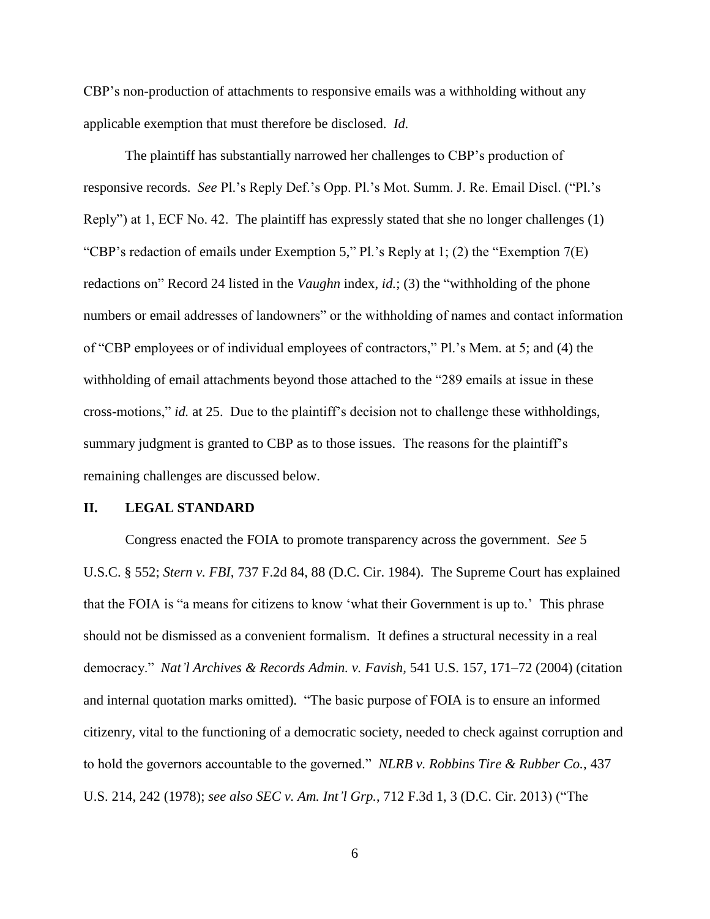CBP's non-production of attachments to responsive emails was a withholding without any applicable exemption that must therefore be disclosed. *Id.*

The plaintiff has substantially narrowed her challenges to CBP's production of responsive records. *See* Pl.'s Reply Def.'s Opp. Pl.'s Mot. Summ. J. Re. Email Discl. ("Pl.'s Reply") at 1, ECF No. 42. The plaintiff has expressly stated that she no longer challenges (1) "CBP's redaction of emails under Exemption 5," Pl.'s Reply at 1; (2) the "Exemption 7(E) redactions on" Record 24 listed in the *Vaughn* index, *id.*; (3) the "withholding of the phone numbers or email addresses of landowners" or the withholding of names and contact information of "CBP employees or of individual employees of contractors," Pl.'s Mem. at 5; and (4) the withholding of email attachments beyond those attached to the "289 emails at issue in these cross-motions," *id.* at 25. Due to the plaintiff's decision not to challenge these withholdings, summary judgment is granted to CBP as to those issues. The reasons for the plaintiff's remaining challenges are discussed below.

## II. LEGAL STANDARD

Congress enacted the FOIA to promote transparency across the government. *See* 5 U.S.C. § 552; *Stern v. FBI*, 737 F.2d 84, 88 (D.C. Cir. 1984). The Supreme Court has explained that the FOIA is "a means for citizens to know 'what their Government is up to.' This phrase should not be dismissed as a convenient formalism. It defines a structural necessity in a real democracy." *Nat'l Archives & Records Admin. v. Favish,* 541 U.S. 157, 171–72 (2004) (citation and internal quotation marks omitted). "The basic purpose of FOIA is to ensure an informed citizenry, vital to the functioning of a democratic society, needed to check against corruption and to hold the governors accountable to the governed." *NLRB v. Robbins Tire & Rubber Co.*, 437 U.S. 214, 242 (1978); *see also SEC v. Am. Int'l Grp.*, 712 F.3d 1, 3 (D.C. Cir. 2013) ("The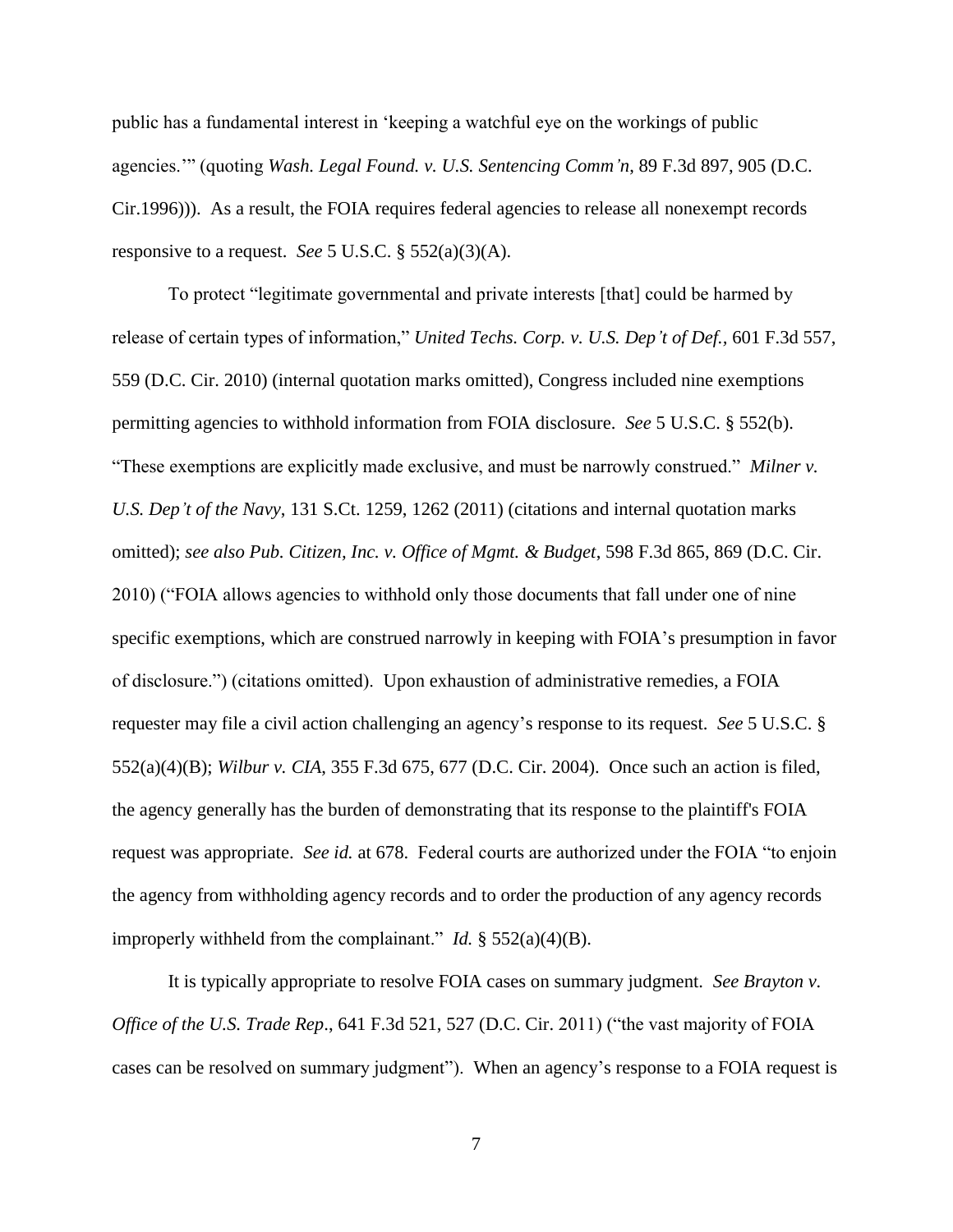public has a fundamental interest in 'keeping a watchful eye on the workings of public agencies.'" (quoting *Wash. Legal Found. v. U.S. Sentencing Comm'n*, 89 F.3d 897, 905 (D.C. Cir.1996))). As a result, the FOIA requires federal agencies to release all nonexempt records responsive to a request. *See* 5 U.S.C. § 552(a)(3)(A).

To protect "legitimate governmental and private interests [that] could be harmed by release of certain types of information," *United Techs. Corp. v. U.S. Dep't of Def.*, 601 F.3d 557, 559 (D.C. Cir. 2010) (internal quotation marks omitted), Congress included nine exemptions permitting agencies to withhold information from FOIA disclosure. *See* 5 U.S.C. § 552(b). "These exemptions are explicitly made exclusive, and must be narrowly construed." *Milner v. U.S. Dep't of the Navy*, 131 S.Ct. 1259, 1262 (2011) (citations and internal quotation marks omitted); *see also Pub. Citizen, Inc. v. Office of Mgmt. & Budget*, 598 F.3d 865, 869 (D.C. Cir. 2010) ("FOIA allows agencies to withhold only those documents that fall under one of nine specific exemptions, which are construed narrowly in keeping with FOIA's presumption in favor of disclosure.") (citations omitted). Upon exhaustion of administrative remedies, a FOIA requester may file a civil action challenging an agency's response to its request. *See* 5 U.S.C. § 552(a)(4)(B); *Wilbur v. CIA*, 355 F.3d 675, 677 (D.C. Cir. 2004). Once such an action is filed, the agency generally has the burden of demonstrating that its response to the plaintiff's FOIA request was appropriate. *See id.* at 678. Federal courts are authorized under the FOIA "to enjoin the agency from withholding agency records and to order the production of any agency records improperly withheld from the complainant." *Id.* § 552(a)(4)(B).

It is typically appropriate to resolve FOIA cases on summary judgment. *See Brayton v. Office of the U.S. Trade Rep*., 641 F.3d 521, 527 (D.C. Cir. 2011) ("the vast majority of FOIA cases can be resolved on summary judgment"). When an agency's response to a FOIA request is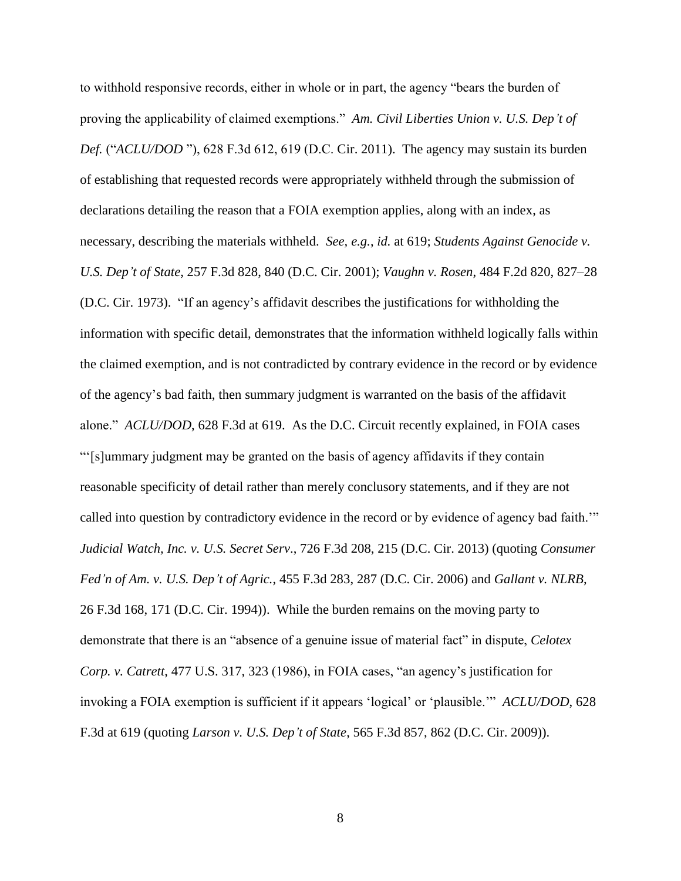to withhold responsive records, either in whole or in part, the agency "bears the burden of proving the applicability of claimed exemptions." *Am. Civil Liberties Union v. U.S. Dep't of Def.* ("*ACLU/DOD* "), 628 F.3d 612, 619 (D.C. Cir. 2011). The agency may sustain its burden of establishing that requested records were appropriately withheld through the submission of declarations detailing the reason that a FOIA exemption applies, along with an index, as necessary, describing the materials withheld. *See, e.g.*, *id.* at 619; *Students Against Genocide v. U.S. Dep't of State*, 257 F.3d 828, 840 (D.C. Cir. 2001); *Vaughn v. Rosen*, 484 F.2d 820, 827–28 (D.C. Cir. 1973). "If an agency's affidavit describes the justifications for withholding the information with specific detail, demonstrates that the information withheld logically falls within the claimed exemption, and is not contradicted by contrary evidence in the record or by evidence of the agency's bad faith, then summary judgment is warranted on the basis of the affidavit alone." *ACLU/DOD*, 628 F.3d at 619. As the D.C. Circuit recently explained, in FOIA cases "'[s]ummary judgment may be granted on the basis of agency affidavits if they contain reasonable specificity of detail rather than merely conclusory statements, and if they are not called into question by contradictory evidence in the record or by evidence of agency bad faith.'" *Judicial Watch, Inc. v. U.S. Secret Serv*., 726 F.3d 208, 215 (D.C. Cir. 2013) (quoting *Consumer Fed'n of Am. v. U.S. Dep't of Agric.*, 455 F.3d 283, 287 (D.C. Cir. 2006) and *Gallant v. NLRB*, 26 F.3d 168, 171 (D.C. Cir. 1994)). While the burden remains on the moving party to demonstrate that there is an "absence of a genuine issue of material fact" in dispute, *Celotex Corp. v. Catrett*, 477 U.S. 317, 323 (1986), in FOIA cases, "an agency's justification for invoking a FOIA exemption is sufficient if it appears 'logical' or 'plausible.'" *ACLU/DOD*, 628 F.3d at 619 (quoting *Larson v. U.S. Dep't of State*, 565 F.3d 857, 862 (D.C. Cir. 2009)).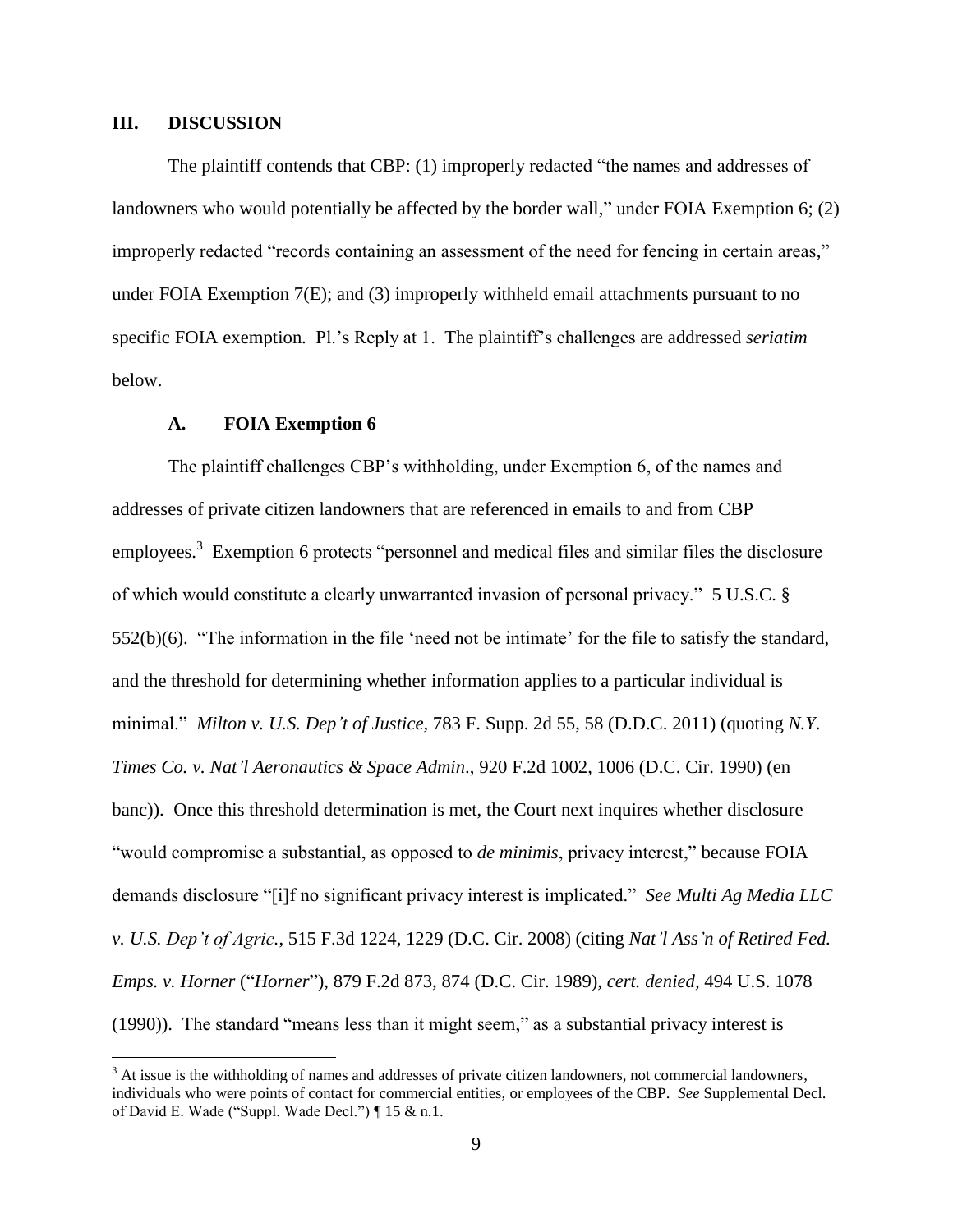## III. DISCUSSION

The plaintiff contends that CBP: (1) improperly redacted "the names and addresses of landowners who would potentially be affected by the border wall," under FOIA Exemption 6; (2) improperly redacted "records containing an assessment of the need for fencing in certain areas," under FOIA Exemption 7(E); and (3) improperly withheld email attachments pursuant to no specific FOIA exemption. Pl.'s Reply at 1. The plaintiff's challenges are addressed *seriatim* below.

### A. FOIA Exemption 6

The plaintiff challenges CBP's withholding, under Exemption 6, of the names and addresses of private citizen landowners that are referenced in emails to and from CBP employees.[3] Exemption 6 protects "personnel and medical files and similar files the disclosure of which would constitute a clearly unwarranted invasion of personal privacy." 5 U.S.C. § 552(b)(6). "The information in the file 'need not be intimate' for the file to satisfy the standard, and the threshold for determining whether information applies to a particular individual is minimal." *Milton v. U.S. Dep't of Justice*, 783 F. Supp. 2d 55, 58 (D.D.C. 2011) (quoting *N.Y. Times Co. v. Nat'l Aeronautics & Space Admin*., 920 F.2d 1002, 1006 (D.C. Cir. 1990) (en banc)). Once this threshold determination is met, the Court next inquires whether disclosure "would compromise a substantial, as opposed to *de minimis*, privacy interest," because FOIA demands disclosure "[i]f no significant privacy interest is implicated." *See Multi Ag Media LLC v. U.S. Dep't of Agric.*, 515 F.3d 1224, 1229 (D.C. Cir. 2008) (citing *Nat'l Ass'n of Retired Fed. Emps. v. Horner* ("*Horner*"), 879 F.2d 873, 874 (D.C. Cir. 1989), *cert. denied*, 494 U.S. 1078 (1990)). The standard "means less than it might seem," as a substantial privacy interest is

[3] At issue is the withholding of names and addresses of private citizen landowners, not commercial landowners, individuals who were points of contact for commercial entities, or employees of the CBP. *See* Supplemental Decl. of David E. Wade ("Suppl. Wade Decl.") ¶ 15 & n.1.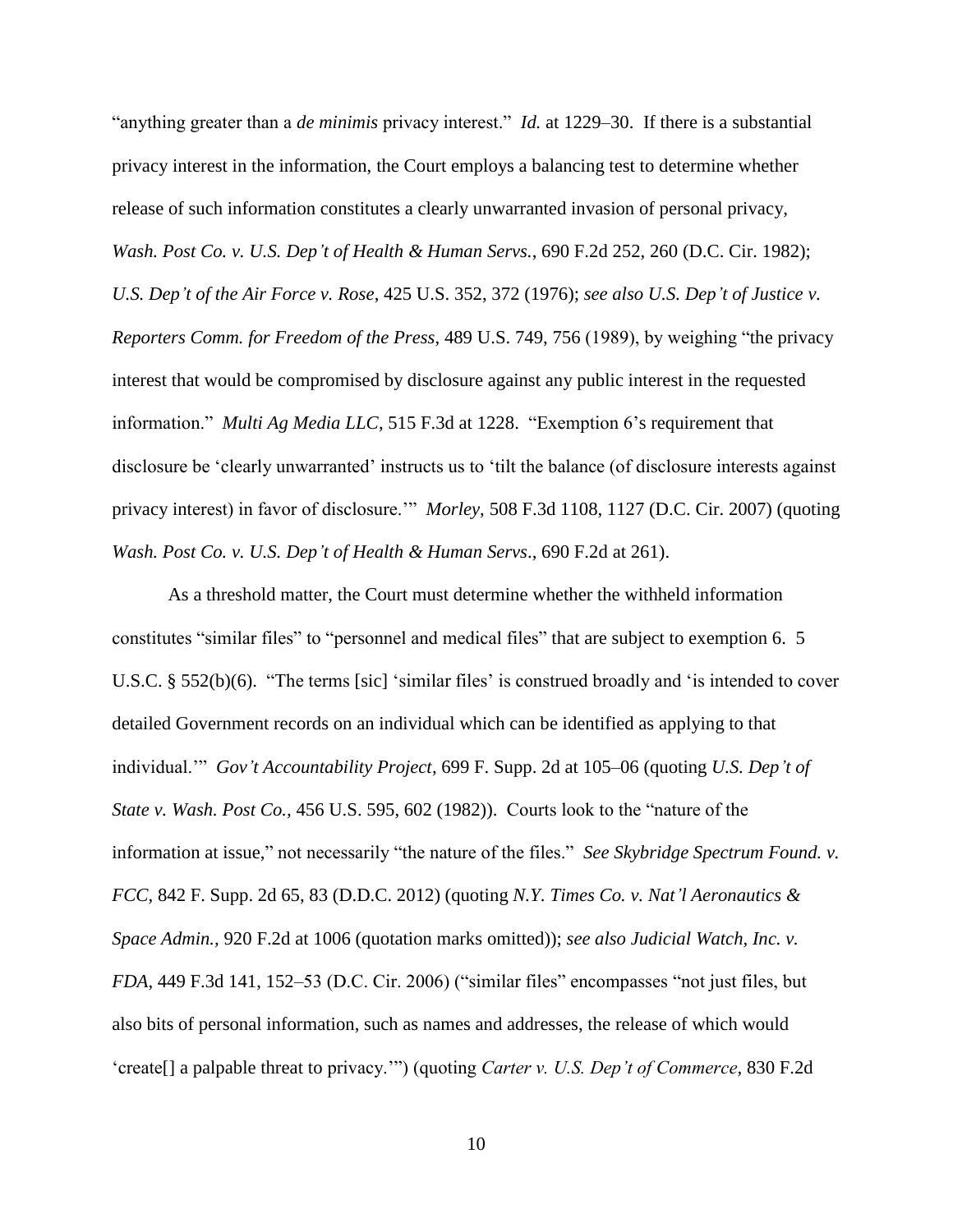"anything greater than a *de minimis* privacy interest." *Id.* at 1229–30. If there is a substantial privacy interest in the information, the Court employs a balancing test to determine whether release of such information constitutes a clearly unwarranted invasion of personal privacy, *Wash. Post Co. v. U.S. Dep't of Health & Human Servs.*, 690 F.2d 252, 260 (D.C. Cir. 1982); *U.S. Dep't of the Air Force v. Rose*, 425 U.S. 352, 372 (1976); *see also U.S. Dep't of Justice v. Reporters Comm. for Freedom of the Press*, 489 U.S. 749, 756 (1989), by weighing "the privacy interest that would be compromised by disclosure against any public interest in the requested information." *Multi Ag Media LLC*, 515 F.3d at 1228. "Exemption 6's requirement that disclosure be 'clearly unwarranted' instructs us to 'tilt the balance (of disclosure interests against privacy interest) in favor of disclosure.'" *Morley*, 508 F.3d 1108, 1127 (D.C. Cir. 2007) (quoting *Wash. Post Co. v. U.S. Dep't of Health & Human Servs*., 690 F.2d at 261).

As a threshold matter, the Court must determine whether the withheld information constitutes "similar files" to "personnel and medical files" that are subject to exemption 6. 5 U.S.C. § 552(b)(6). "The terms [sic] 'similar files' is construed broadly and 'is intended to cover detailed Government records on an individual which can be identified as applying to that individual.'" *Gov't Accountability Project*, 699 F. Supp. 2d at 105–06 (quoting *U.S. Dep't of State v. Wash. Post Co.*, 456 U.S. 595, 602 (1982)). Courts look to the "nature of the information at issue," not necessarily "the nature of the files." *See Skybridge Spectrum Found. v. FCC*, 842 F. Supp. 2d 65, 83 (D.D.C. 2012) (quoting *N.Y. Times Co. v. Nat'l Aeronautics & Space Admin.*, 920 F.2d at 1006 (quotation marks omitted)); *see also Judicial Watch, Inc. v. FDA*, 449 F.3d 141, 152–53 (D.C. Cir. 2006) ("similar files" encompasses "not just files, but also bits of personal information, such as names and addresses, the release of which would 'create[] a palpable threat to privacy.'") (quoting *Carter v. U.S. Dep't of Commerce*, 830 F.2d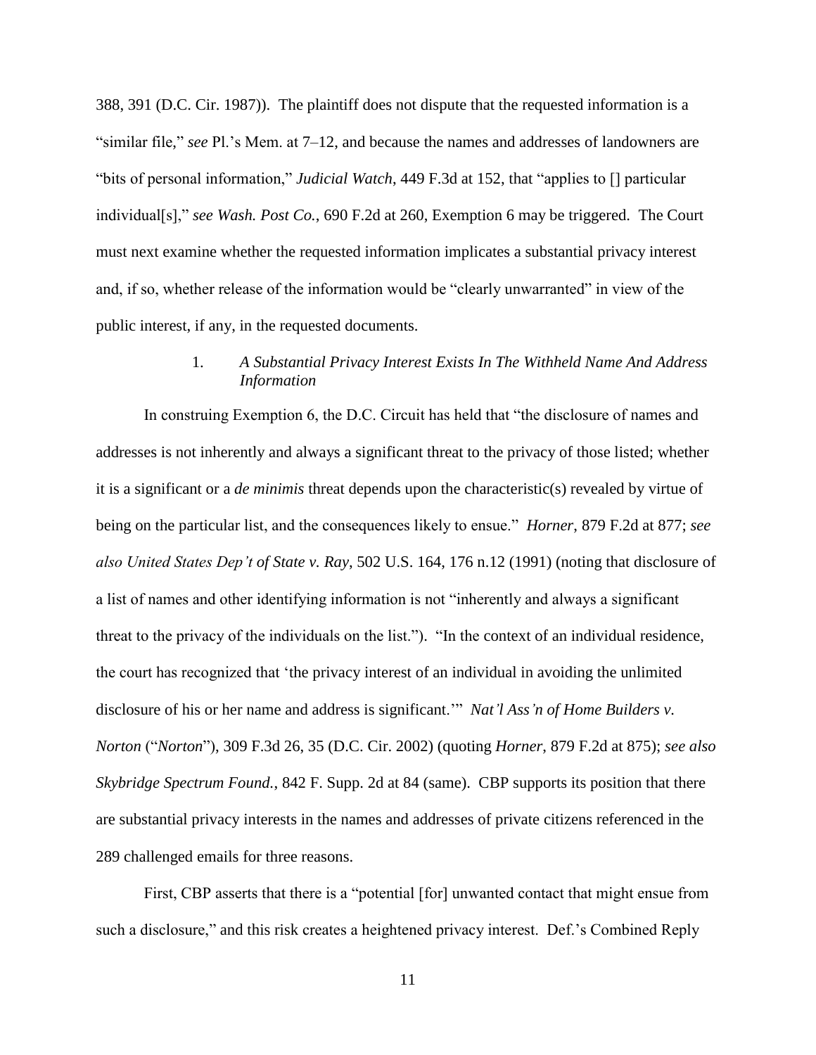388, 391 (D.C. Cir. 1987)). The plaintiff does not dispute that the requested information is a "similar file," *see* Pl.'s Mem. at 7–12, and because the names and addresses of landowners are "bits of personal information," *Judicial Watch*, 449 F.3d at 152, that "applies to [] particular individual[s]," *see Wash. Post Co.*, 690 F.2d at 260, Exemption 6 may be triggered. The Court must next examine whether the requested information implicates a substantial privacy interest and, if so, whether release of the information would be "clearly unwarranted" in view of the public interest, if any, in the requested documents.

1. *A Substantial Privacy Interest Exists In The Withheld Name And Address Information*

In construing Exemption 6, the D.C. Circuit has held that "the disclosure of names and addresses is not inherently and always a significant threat to the privacy of those listed; whether it is a significant or a *de minimis* threat depends upon the characteristic(s) revealed by virtue of being on the particular list, and the consequences likely to ensue." *Horner*, 879 F.2d at 877; *see also United States Dep't of State v. Ray*, 502 U.S. 164, 176 n.12 (1991) (noting that disclosure of a list of names and other identifying information is not "inherently and always a significant threat to the privacy of the individuals on the list."). "In the context of an individual residence, the court has recognized that 'the privacy interest of an individual in avoiding the unlimited disclosure of his or her name and address is significant.'" *Nat'l Ass'n of Home Builders v. Norton* ("*Norton*"), 309 F.3d 26, 35 (D.C. Cir. 2002) (quoting *Horner*, 879 F.2d at 875); *see also Skybridge Spectrum Found.*, 842 F. Supp. 2d at 84 (same). CBP supports its position that there are substantial privacy interests in the names and addresses of private citizens referenced in the 289 challenged emails for three reasons.

First, CBP asserts that there is a "potential [for] unwanted contact that might ensue from such a disclosure," and this risk creates a heightened privacy interest. Def.'s Combined Reply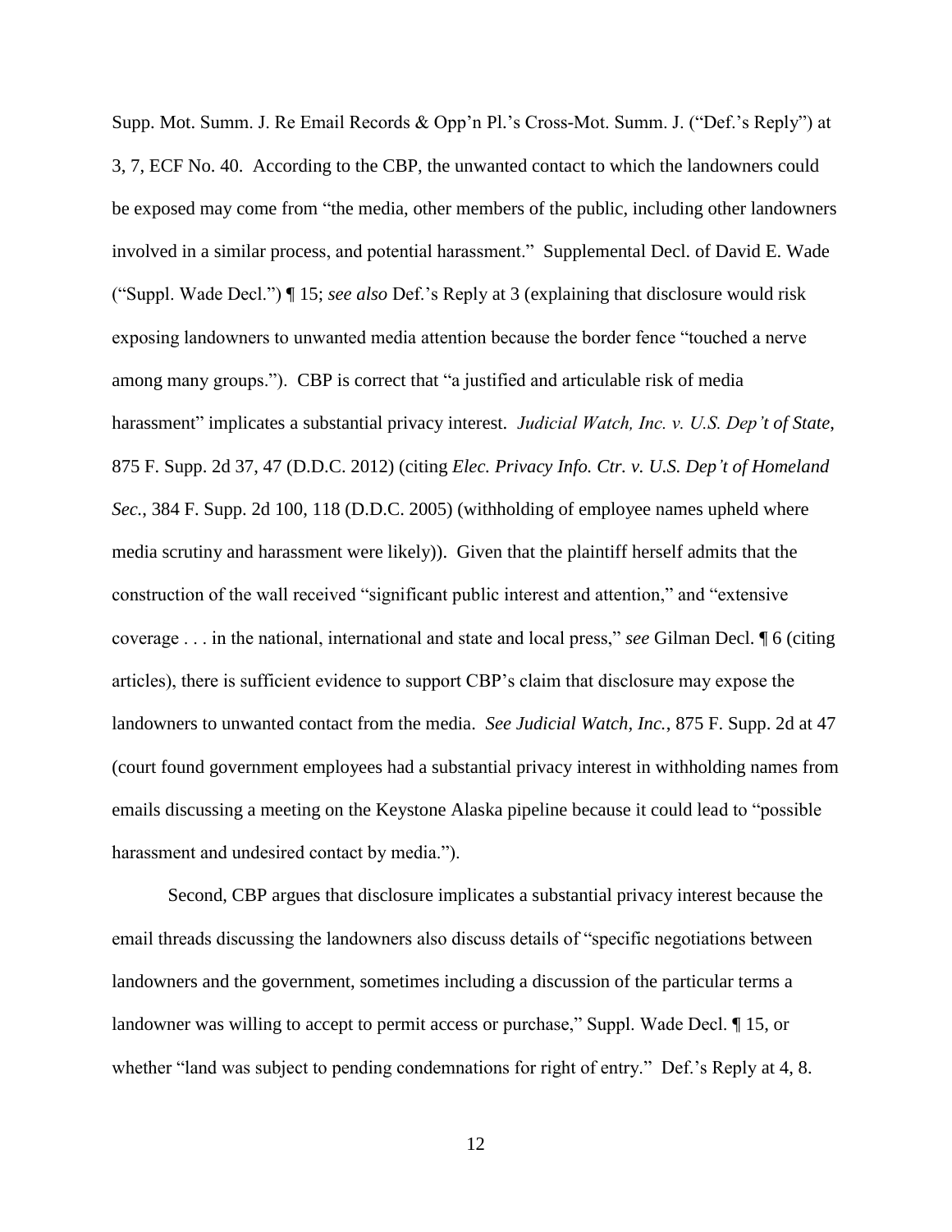Supp. Mot. Summ. J. Re Email Records & Opp'n Pl.'s Cross-Mot. Summ. J. ("Def.'s Reply") at 3, 7, ECF No. 40. According to the CBP, the unwanted contact to which the landowners could be exposed may come from "the media, other members of the public, including other landowners involved in a similar process, and potential harassment." Supplemental Decl. of David E. Wade ("Suppl. Wade Decl.") ¶ 15; *see also* Def.'s Reply at 3 (explaining that disclosure would risk exposing landowners to unwanted media attention because the border fence "touched a nerve among many groups."). CBP is correct that "a justified and articulable risk of media harassment" implicates a substantial privacy interest. *Judicial Watch, Inc. v. U.S. Dep't of State*, 875 F. Supp. 2d 37, 47 (D.D.C. 2012) (citing *Elec. Privacy Info. Ctr. v. U.S. Dep't of Homeland Sec.*, 384 F. Supp. 2d 100, 118 (D.D.C. 2005) (withholding of employee names upheld where media scrutiny and harassment were likely)). Given that the plaintiff herself admits that the construction of the wall received "significant public interest and attention," and "extensive coverage . . . in the national, international and state and local press," *see* Gilman Decl. ¶ 6 (citing articles), there is sufficient evidence to support CBP's claim that disclosure may expose the landowners to unwanted contact from the media. *See Judicial Watch, Inc.*, 875 F. Supp. 2d at 47 (court found government employees had a substantial privacy interest in withholding names from emails discussing a meeting on the Keystone Alaska pipeline because it could lead to "possible harassment and undesired contact by media.").

Second, CBP argues that disclosure implicates a substantial privacy interest because the email threads discussing the landowners also discuss details of "specific negotiations between landowners and the government, sometimes including a discussion of the particular terms a landowner was willing to accept to permit access or purchase," Suppl. Wade Decl. ¶ 15, or whether "land was subject to pending condemnations for right of entry." Def.'s Reply at 4, 8.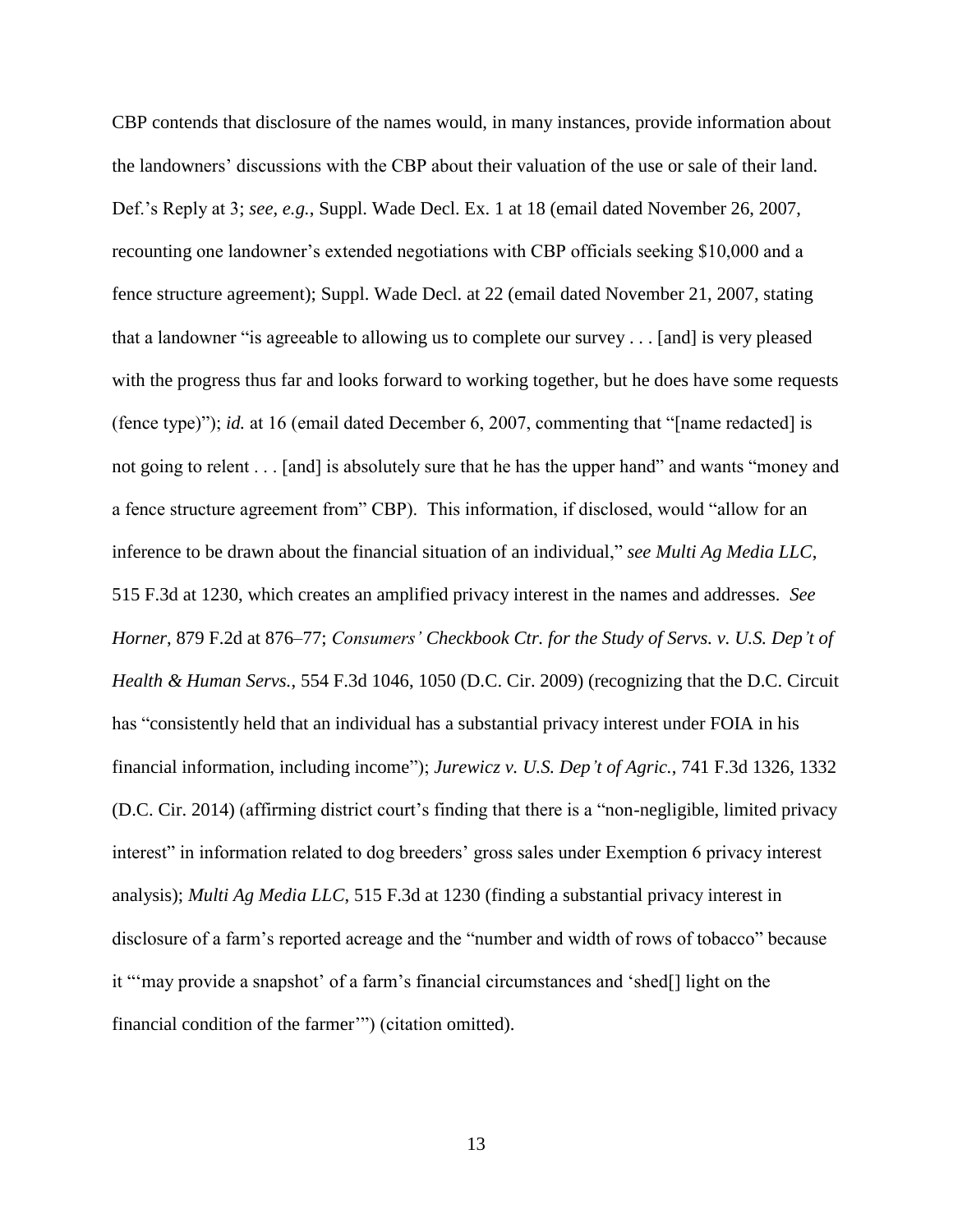CBP contends that disclosure of the names would, in many instances, provide information about the landowners' discussions with the CBP about their valuation of the use or sale of their land. Def.'s Reply at 3; *see, e.g.*, Suppl. Wade Decl. Ex. 1 at 18 (email dated November 26, 2007, recounting one landowner's extended negotiations with CBP officials seeking $10,000 and a fence structure agreement); Suppl. Wade Decl. at 22 (email dated November 21, 2007, stating that a landowner "is agreeable to allowing us to complete our survey . . . [and] is very pleased with the progress thus far and looks forward to working together, but he does have some requests (fence type)"); *id.* at 16 (email dated December 6, 2007, commenting that "[name redacted] is not going to relent . . . [and] is absolutely sure that he has the upper hand" and wants "money and a fence structure agreement from" CBP). This information, if disclosed, would "allow for an inference to be drawn about the financial situation of an individual," *see Multi Ag Media LLC*, 515 F.3d at 1230, which creates an amplified privacy interest in the names and addresses. *See Horner*, 879 F.2d at 876–77; *Consumers' Checkbook Ctr. for the Study of Servs. v. U.S. Dep't of Health & Human Servs.*, 554 F.3d 1046, 1050 (D.C. Cir. 2009) (recognizing that the D.C. Circuit has "consistently held that an individual has a substantial privacy interest under FOIA in his financial information, including income"); *Jurewicz v. U.S. Dep't of Agric.*, 741 F.3d 1326, 1332 (D.C. Cir. 2014) (affirming district court's finding that there is a "non-negligible, limited privacy interest" in information related to dog breeders' gross sales under Exemption 6 privacy interest analysis); *Multi Ag Media LLC*, 515 F.3d at 1230 (finding a substantial privacy interest in disclosure of a farm's reported acreage and the "number and width of rows of tobacco" because it "'may provide a snapshot' of a farm's financial circumstances and 'shed[] light on the financial condition of the farmer'") (citation omitted).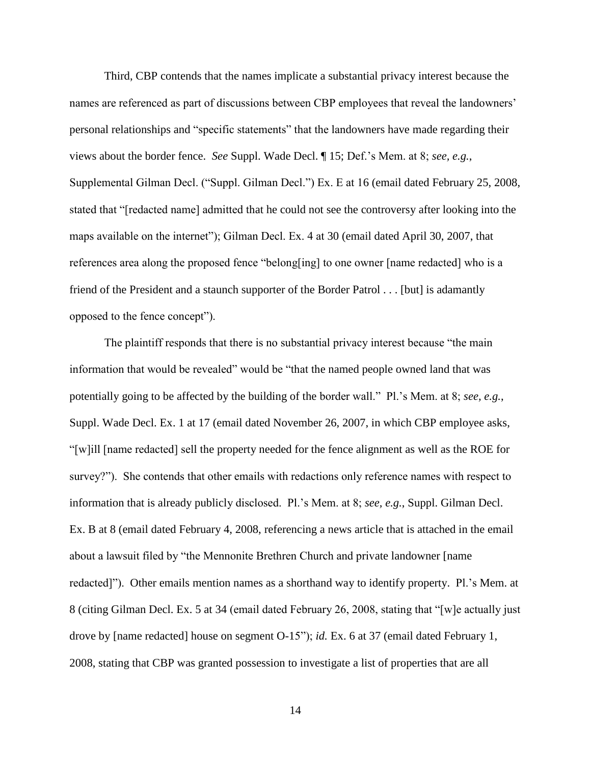Third, CBP contends that the names implicate a substantial privacy interest because the names are referenced as part of discussions between CBP employees that reveal the landowners' personal relationships and "specific statements" that the landowners have made regarding their views about the border fence. *See* Suppl. Wade Decl. ¶ 15; Def.'s Mem. at 8; *see, e.g.*, Supplemental Gilman Decl. ("Suppl. Gilman Decl.") Ex. E at 16 (email dated February 25, 2008, stated that "[redacted name] admitted that he could not see the controversy after looking into the maps available on the internet"); Gilman Decl. Ex. 4 at 30 (email dated April 30, 2007, that references area along the proposed fence "belong[ing] to one owner [name redacted] who is a friend of the President and a staunch supporter of the Border Patrol . . . [but] is adamantly opposed to the fence concept").

The plaintiff responds that there is no substantial privacy interest because "the main information that would be revealed" would be "that the named people owned land that was potentially going to be affected by the building of the border wall." Pl.'s Mem. at 8; *see, e.g.*, Suppl. Wade Decl. Ex. 1 at 17 (email dated November 26, 2007, in which CBP employee asks, "[w]ill [name redacted] sell the property needed for the fence alignment as well as the ROE for survey?"). She contends that other emails with redactions only reference names with respect to information that is already publicly disclosed. Pl.'s Mem. at 8; *see, e.g.*, Suppl. Gilman Decl. Ex. B at 8 (email dated February 4, 2008, referencing a news article that is attached in the email about a lawsuit filed by "the Mennonite Brethren Church and private landowner [name redacted]"). Other emails mention names as a shorthand way to identify property. Pl.'s Mem. at 8 (citing Gilman Decl. Ex. 5 at 34 (email dated February 26, 2008, stating that "[w]e actually just drove by [name redacted] house on segment O-15"); *id.* Ex. 6 at 37 (email dated February 1, 2008, stating that CBP was granted possession to investigate a list of properties that are all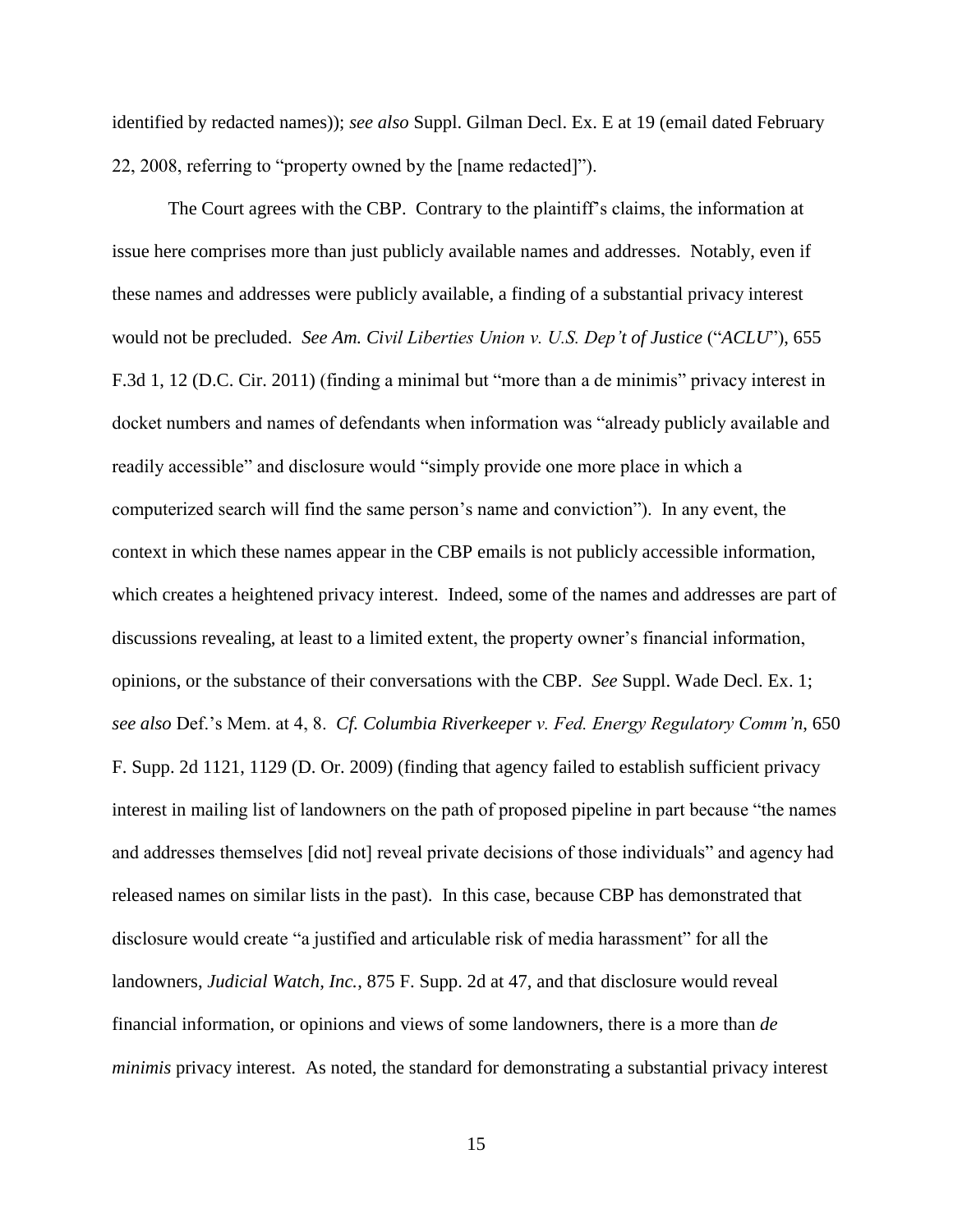identified by redacted names)); *see also* Suppl. Gilman Decl. Ex. E at 19 (email dated February 22, 2008, referring to "property owned by the [name redacted]").

The Court agrees with the CBP. Contrary to the plaintiff's claims, the information at issue here comprises more than just publicly available names and addresses. Notably, even if these names and addresses were publicly available, a finding of a substantial privacy interest would not be precluded. *See Am. Civil Liberties Union v. U.S. Dep't of Justice* ("*ACLU*"), 655 F.3d 1, 12 (D.C. Cir. 2011) (finding a minimal but "more than a de minimis" privacy interest in docket numbers and names of defendants when information was "already publicly available and readily accessible" and disclosure would "simply provide one more place in which a computerized search will find the same person's name and conviction"). In any event, the context in which these names appear in the CBP emails is not publicly accessible information, which creates a heightened privacy interest. Indeed, some of the names and addresses are part of discussions revealing, at least to a limited extent, the property owner's financial information, opinions, or the substance of their conversations with the CBP. *See* Suppl. Wade Decl. Ex. 1; *see also* Def.'s Mem. at 4, 8. *Cf. Columbia Riverkeeper v. Fed. Energy Regulatory Comm'n*, 650 F. Supp. 2d 1121, 1129 (D. Or. 2009) (finding that agency failed to establish sufficient privacy interest in mailing list of landowners on the path of proposed pipeline in part because "the names and addresses themselves [did not] reveal private decisions of those individuals" and agency had released names on similar lists in the past). In this case, because CBP has demonstrated that disclosure would create "a justified and articulable risk of media harassment" for all the landowners, *Judicial Watch, Inc.*, 875 F. Supp. 2d at 47, and that disclosure would reveal financial information, or opinions and views of some landowners, there is a more than *de minimis* privacy interest. As noted, the standard for demonstrating a substantial privacy interest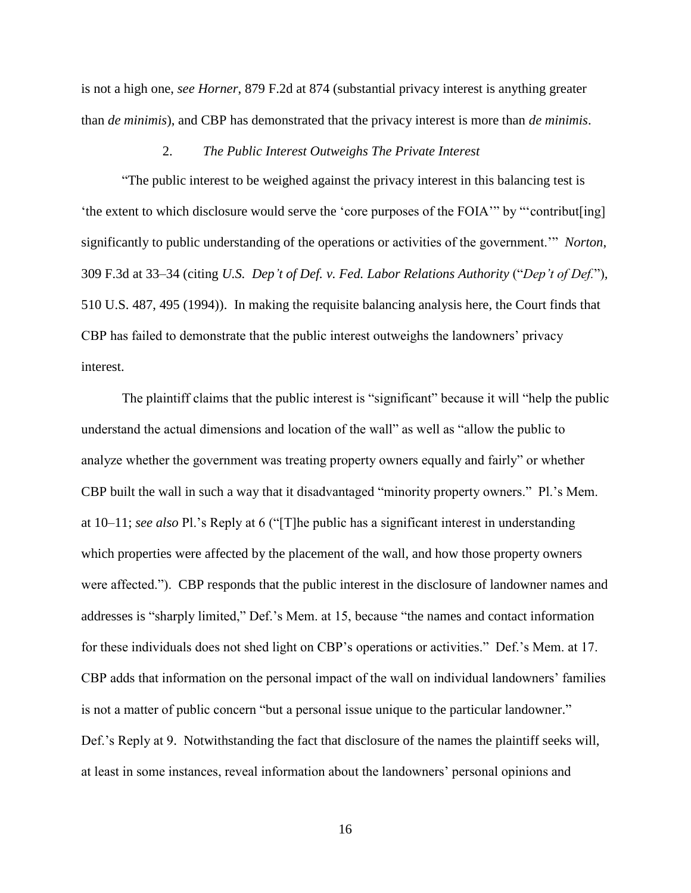is not a high one, *see Horner*, 879 F.2d at 874 (substantial privacy interest is anything greater than *de minimis*), and CBP has demonstrated that the privacy interest is more than *de minimis*.

2. *The Public Interest Outweighs The Private Interest*

"The public interest to be weighed against the privacy interest in this balancing test is 'the extent to which disclosure would serve the 'core purposes of the FOIA'" by "'contribut[ing] significantly to public understanding of the operations or activities of the government.'" *Norton*, 309 F.3d at 33–34 (citing *U.S. Dep't of Def. v. Fed. Labor Relations Authority* ("*Dep't of Def.*"), 510 U.S. 487, 495 (1994)). In making the requisite balancing analysis here, the Court finds that CBP has failed to demonstrate that the public interest outweighs the landowners' privacy interest.

The plaintiff claims that the public interest is "significant" because it will "help the public understand the actual dimensions and location of the wall" as well as "allow the public to analyze whether the government was treating property owners equally and fairly" or whether CBP built the wall in such a way that it disadvantaged "minority property owners." Pl.'s Mem. at 10–11; *see also* Pl.'s Reply at 6 ("[T]he public has a significant interest in understanding which properties were affected by the placement of the wall, and how those property owners were affected."). CBP responds that the public interest in the disclosure of landowner names and addresses is "sharply limited," Def.'s Mem. at 15, because "the names and contact information for these individuals does not shed light on CBP's operations or activities." Def.'s Mem. at 17. CBP adds that information on the personal impact of the wall on individual landowners' families is not a matter of public concern "but a personal issue unique to the particular landowner." Def.'s Reply at 9. Notwithstanding the fact that disclosure of the names the plaintiff seeks will, at least in some instances, reveal information about the landowners' personal opinions and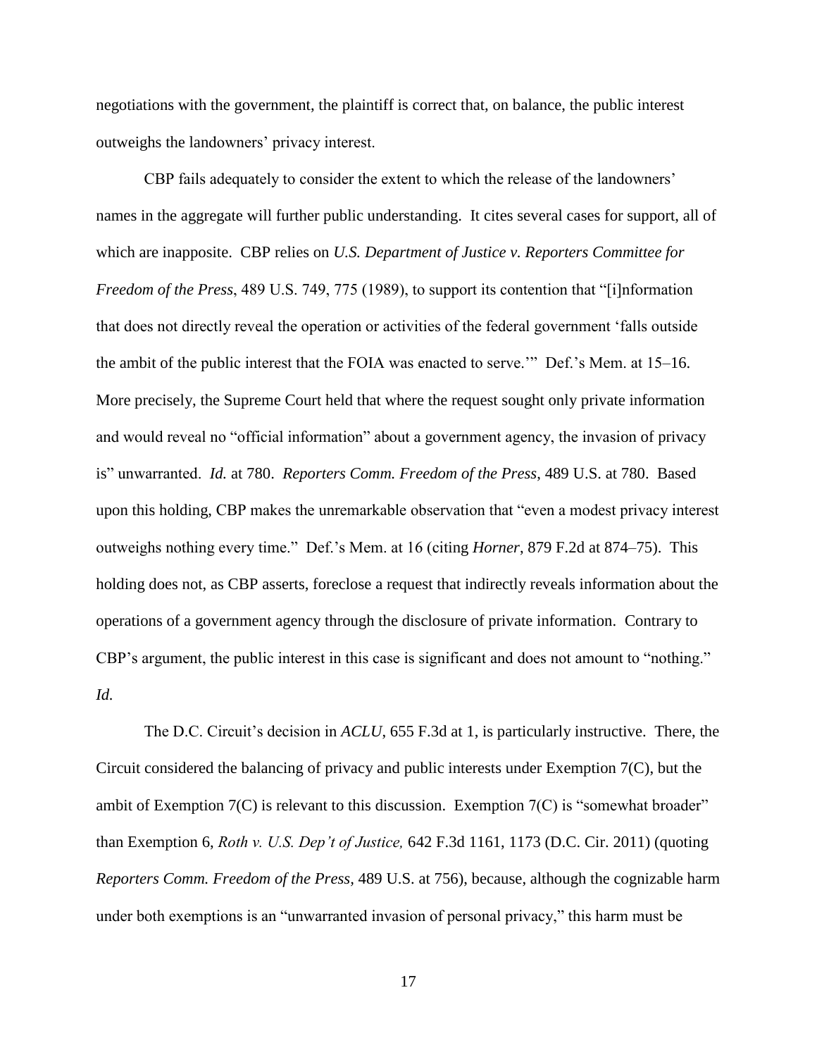negotiations with the government, the plaintiff is correct that, on balance, the public interest outweighs the landowners' privacy interest.

CBP fails adequately to consider the extent to which the release of the landowners' names in the aggregate will further public understanding. It cites several cases for support, all of which are inapposite. CBP relies on *U.S. Department of Justice v. Reporters Committee for Freedom of the Press*, 489 U.S. 749, 775 (1989), to support its contention that "[i]nformation that does not directly reveal the operation or activities of the federal government 'falls outside the ambit of the public interest that the FOIA was enacted to serve.'" Def.'s Mem. at 15–16. More precisely, the Supreme Court held that where the request sought only private information and would reveal no "official information" about a government agency, the invasion of privacy is" unwarranted. *Id.* at 780. *Reporters Comm. Freedom of the Press*, 489 U.S. at 780. Based upon this holding, CBP makes the unremarkable observation that "even a modest privacy interest outweighs nothing every time." Def.'s Mem. at 16 (citing *Horner*, 879 F.2d at 874–75). This holding does not, as CBP asserts, foreclose a request that indirectly reveals information about the operations of a government agency through the disclosure of private information. Contrary to CBP's argument, the public interest in this case is significant and does not amount to "nothing." *Id.*

The D.C. Circuit's decision in *ACLU*, 655 F.3d at 1, is particularly instructive. There, the Circuit considered the balancing of privacy and public interests under Exemption 7(C), but the ambit of Exemption 7(C) is relevant to this discussion. Exemption 7(C) is "somewhat broader" than Exemption 6, *Roth v. U.S. Dep't of Justice,* 642 F.3d 1161, 1173 (D.C. Cir. 2011) (quoting *Reporters Comm. Freedom of the Press*, 489 U.S. at 756), because, although the cognizable harm under both exemptions is an "unwarranted invasion of personal privacy," this harm must be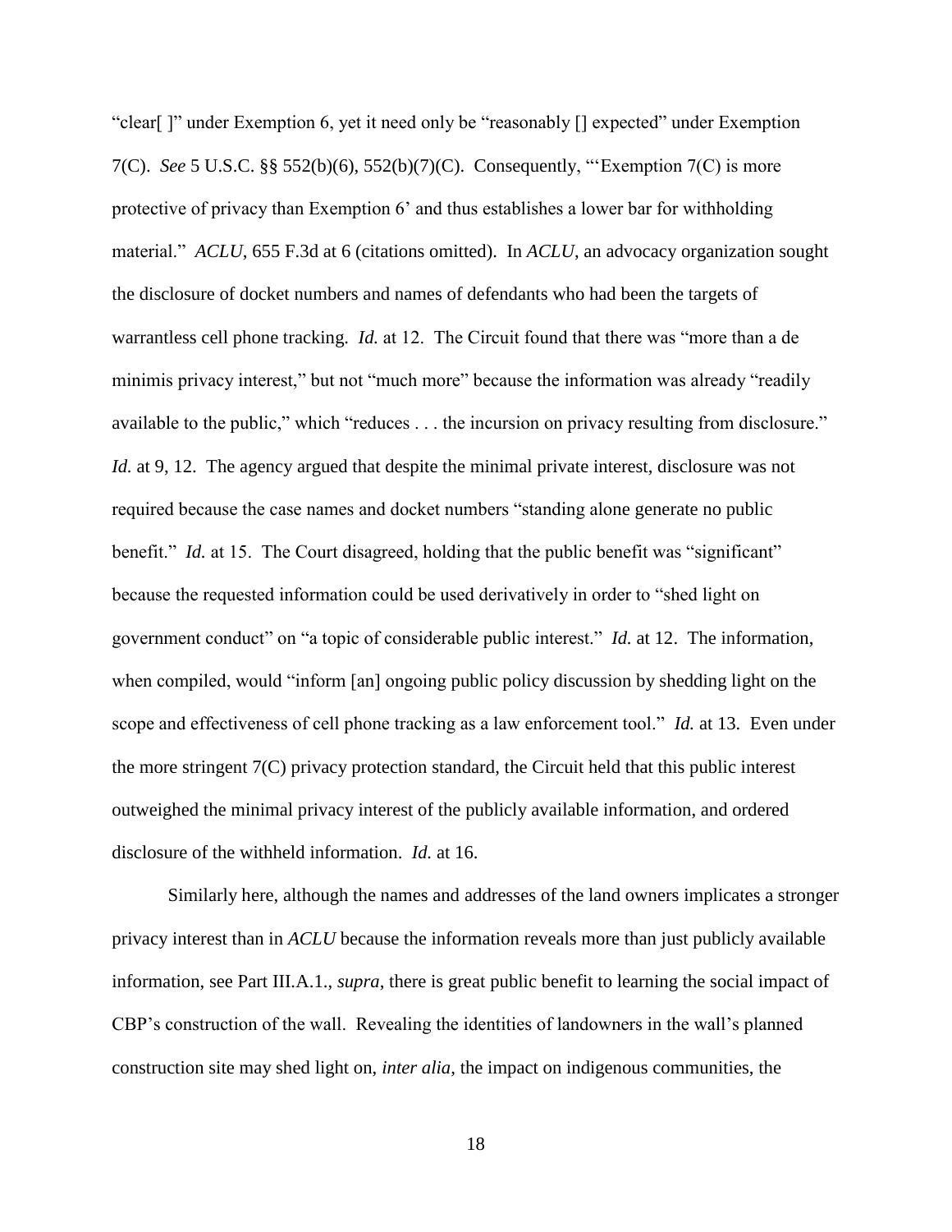"clear[ ]" under Exemption 6, yet it need only be "reasonably [] expected" under Exemption 7(C). *See* 5 U.S.C. §§ 552(b)(6), 552(b)(7)(C). Consequently, "'Exemption 7(C) is more protective of privacy than Exemption 6' and thus establishes a lower bar for withholding material." *ACLU*, 655 F.3d at 6 (citations omitted). In *ACLU*, an advocacy organization sought the disclosure of docket numbers and names of defendants who had been the targets of warrantless cell phone tracking. *Id.* at 12. The Circuit found that there was "more than a de minimis privacy interest," but not "much more" because the information was already "readily available to the public," which "reduces . . . the incursion on privacy resulting from disclosure." *Id.* at 9, 12. The agency argued that despite the minimal private interest, disclosure was not required because the case names and docket numbers "standing alone generate no public benefit." *Id.* at 15. The Court disagreed, holding that the public benefit was "significant" because the requested information could be used derivatively in order to "shed light on government conduct" on "a topic of considerable public interest." *Id.* at 12. The information, when compiled, would "inform [an] ongoing public policy discussion by shedding light on the scope and effectiveness of cell phone tracking as a law enforcement tool." *Id.* at 13. Even under the more stringent 7(C) privacy protection standard, the Circuit held that this public interest outweighed the minimal privacy interest of the publicly available information, and ordered disclosure of the withheld information. *Id.* at 16.

Similarly here, although the names and addresses of the land owners implicates a stronger privacy interest than in *ACLU* because the information reveals more than just publicly available information, see Part III.A.1., *supra*, there is great public benefit to learning the social impact of CBP's construction of the wall. Revealing the identities of landowners in the wall's planned construction site may shed light on, *inter alia*, the impact on indigenous communities, the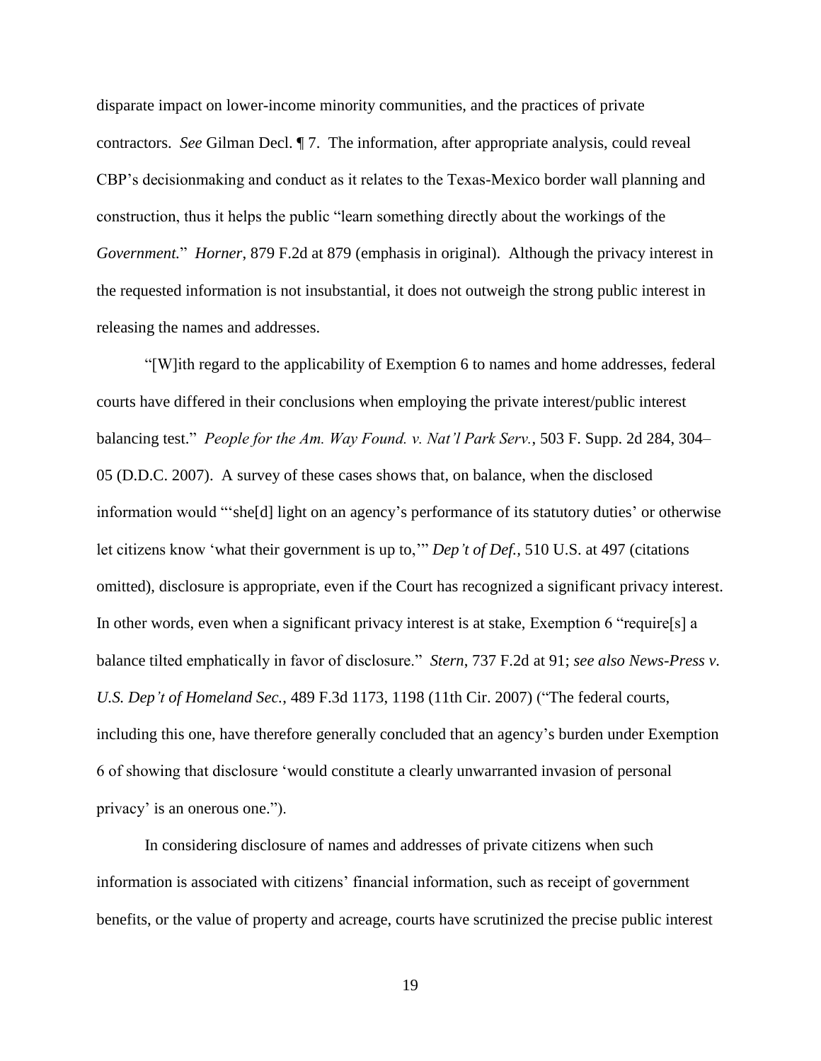disparate impact on lower-income minority communities, and the practices of private contractors. *See* Gilman Decl. ¶ 7. The information, after appropriate analysis, could reveal CBP's decisionmaking and conduct as it relates to the Texas-Mexico border wall planning and construction, thus it helps the public "learn something directly about the workings of the *Government.*" *Horner*, 879 F.2d at 879 (emphasis in original). Although the privacy interest in the requested information is not insubstantial, it does not outweigh the strong public interest in releasing the names and addresses.

"[W]ith regard to the applicability of Exemption 6 to names and home addresses, federal courts have differed in their conclusions when employing the private interest/public interest balancing test." *People for the Am. Way Found. v. Nat'l Park Serv.*, 503 F. Supp. 2d 284, 304–05 (D.D.C. 2007). A survey of these cases shows that, on balance, when the disclosed information would "'she[d] light on an agency's performance of its statutory duties' or otherwise let citizens know 'what their government is up to,'" *Dep't of Def.*, 510 U.S. at 497 (citations omitted), disclosure is appropriate, even if the Court has recognized a significant privacy interest. In other words, even when a significant privacy interest is at stake, Exemption 6 "require[s] a balance tilted emphatically in favor of disclosure." *Stern*, 737 F.2d at 91; *see also News-Press v. U.S. Dep't of Homeland Sec.*, 489 F.3d 1173, 1198 (11th Cir. 2007) ("The federal courts, including this one, have therefore generally concluded that an agency's burden under Exemption 6 of showing that disclosure 'would constitute a clearly unwarranted invasion of personal privacy' is an onerous one.").

In considering disclosure of names and addresses of private citizens when such information is associated with citizens' financial information, such as receipt of government benefits, or the value of property and acreage, courts have scrutinized the precise public interest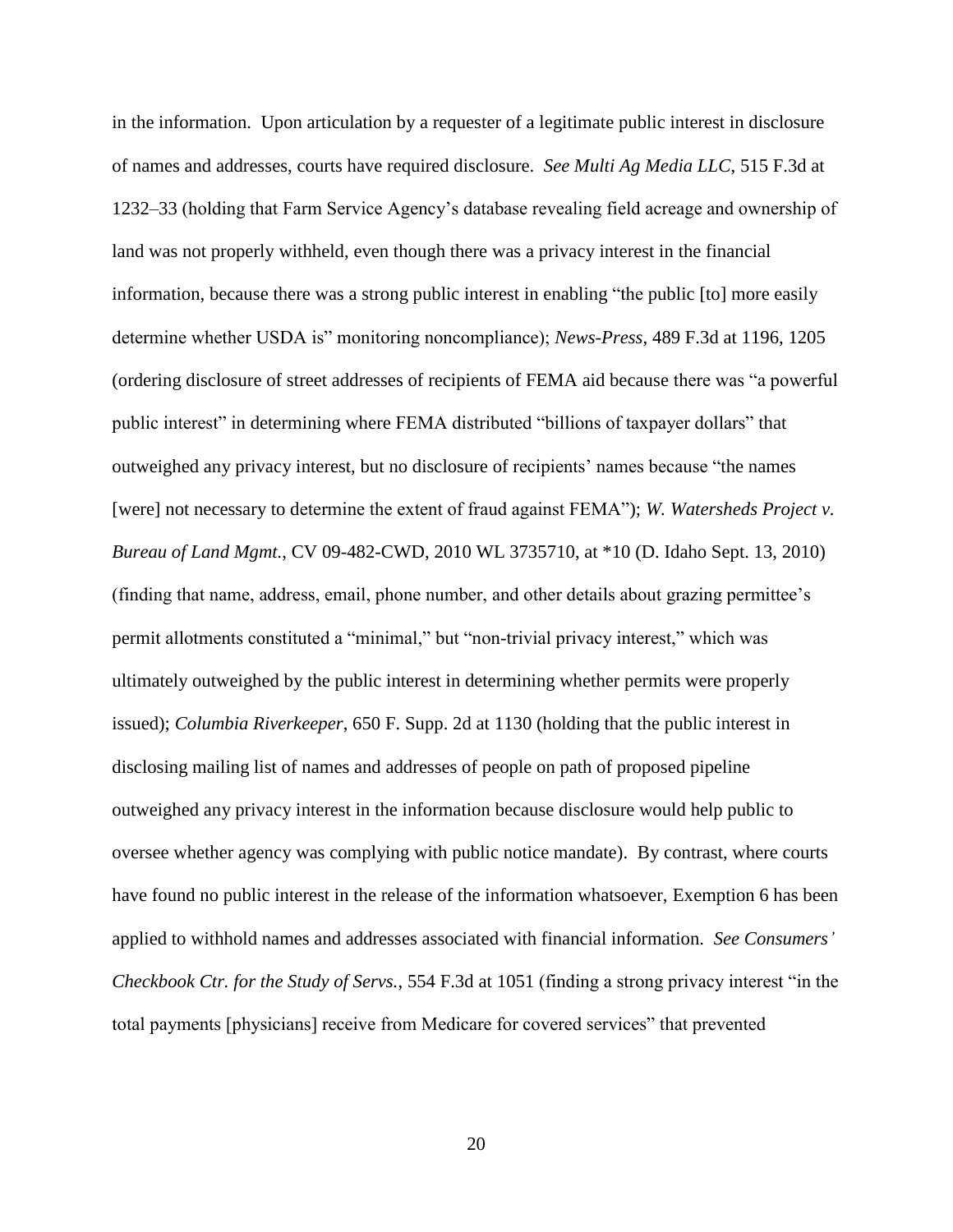in the information. Upon articulation by a requester of a legitimate public interest in disclosure of names and addresses, courts have required disclosure. *See Multi Ag Media LLC*, 515 F.3d at 1232–33 (holding that Farm Service Agency's database revealing field acreage and ownership of land was not properly withheld, even though there was a privacy interest in the financial information, because there was a strong public interest in enabling "the public [to] more easily determine whether USDA is" monitoring noncompliance); *News-Press*, 489 F.3d at 1196, 1205 (ordering disclosure of street addresses of recipients of FEMA aid because there was "a powerful public interest" in determining where FEMA distributed "billions of taxpayer dollars" that outweighed any privacy interest, but no disclosure of recipients' names because "the names [were] not necessary to determine the extent of fraud against FEMA"); *W. Watersheds Project v. Bureau of Land Mgmt.*, CV 09-482-CWD, 2010 WL 3735710, at *10 (D. Idaho Sept. 13, 2010) (finding that name, address, email, phone number, and other details about grazing permittee's permit allotments constituted a "minimal," but "non-trivial privacy interest," which was ultimately outweighed by the public interest in determining whether permits were properly issued); *Columbia Riverkeeper*, 650 F. Supp. 2d at 1130 (holding that the public interest in disclosing mailing list of names and addresses of people on path of proposed pipeline outweighed any privacy interest in the information because disclosure would help public to oversee whether agency was complying with public notice mandate). By contrast, where courts have found no public interest in the release of the information whatsoever, Exemption 6 has been applied to withhold names and addresses associated with financial information. *See Consumers' Checkbook Ctr. for the Study of Servs.*, 554 F.3d at 1051 (finding a strong privacy interest "in the total payments [physicians] receive from Medicare for covered services" that prevented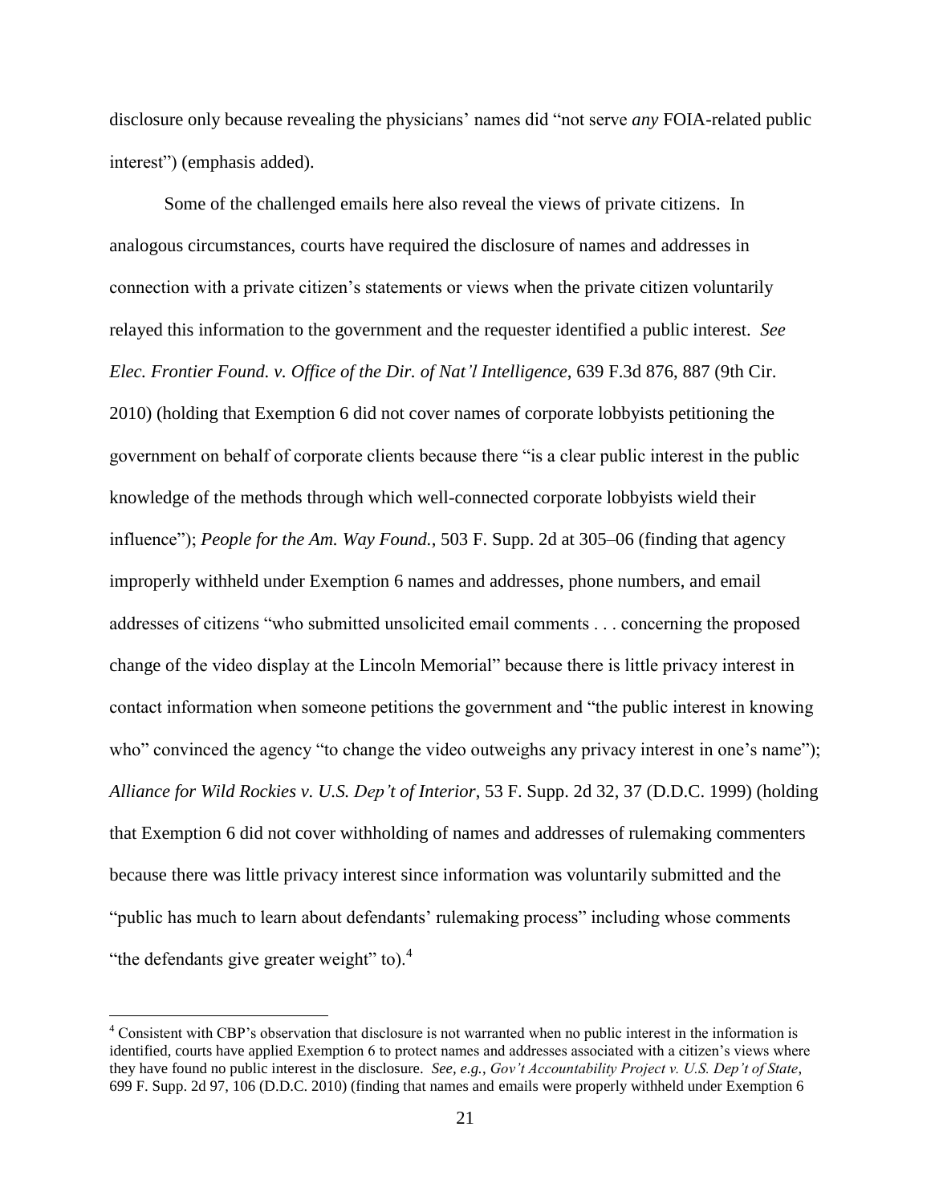disclosure only because revealing the physicians' names did "not serve *any* FOIA-related public interest") (emphasis added).

Some of the challenged emails here also reveal the views of private citizens. In analogous circumstances, courts have required the disclosure of names and addresses in connection with a private citizen's statements or views when the private citizen voluntarily relayed this information to the government and the requester identified a public interest. *See Elec. Frontier Found. v. Office of the Dir. of Nat'l Intelligence*, 639 F.3d 876, 887 (9th Cir. 2010) (holding that Exemption 6 did not cover names of corporate lobbyists petitioning the government on behalf of corporate clients because there "is a clear public interest in the public knowledge of the methods through which well-connected corporate lobbyists wield their influence"); *People for the Am. Way Found.*, 503 F. Supp. 2d at 305–06 (finding that agency improperly withheld under Exemption 6 names and addresses, phone numbers, and email addresses of citizens "who submitted unsolicited email comments . . . concerning the proposed change of the video display at the Lincoln Memorial" because there is little privacy interest in contact information when someone petitions the government and "the public interest in knowing who" convinced the agency "to change the video outweighs any privacy interest in one's name"); *Alliance for Wild Rockies v. U.S. Dep't of Interior*, 53 F. Supp. 2d 32, 37 (D.D.C. 1999) (holding that Exemption 6 did not cover withholding of names and addresses of rulemaking commenters because there was little privacy interest since information was voluntarily submitted and the "public has much to learn about defendants' rulemaking process" including whose comments "the defendants give greater weight" to).[4]

---

[4] Consistent with CBP's observation that disclosure is not warranted when no public interest in the information is identified, courts have applied Exemption 6 to protect names and addresses associated with a citizen's views where they have found no public interest in the disclosure. *See, e.g.*, *Gov't Accountability Project v. U.S. Dep't of State*, 699 F. Supp. 2d 97, 106 (D.D.C. 2010) (finding that names and emails were properly withheld under Exemption 6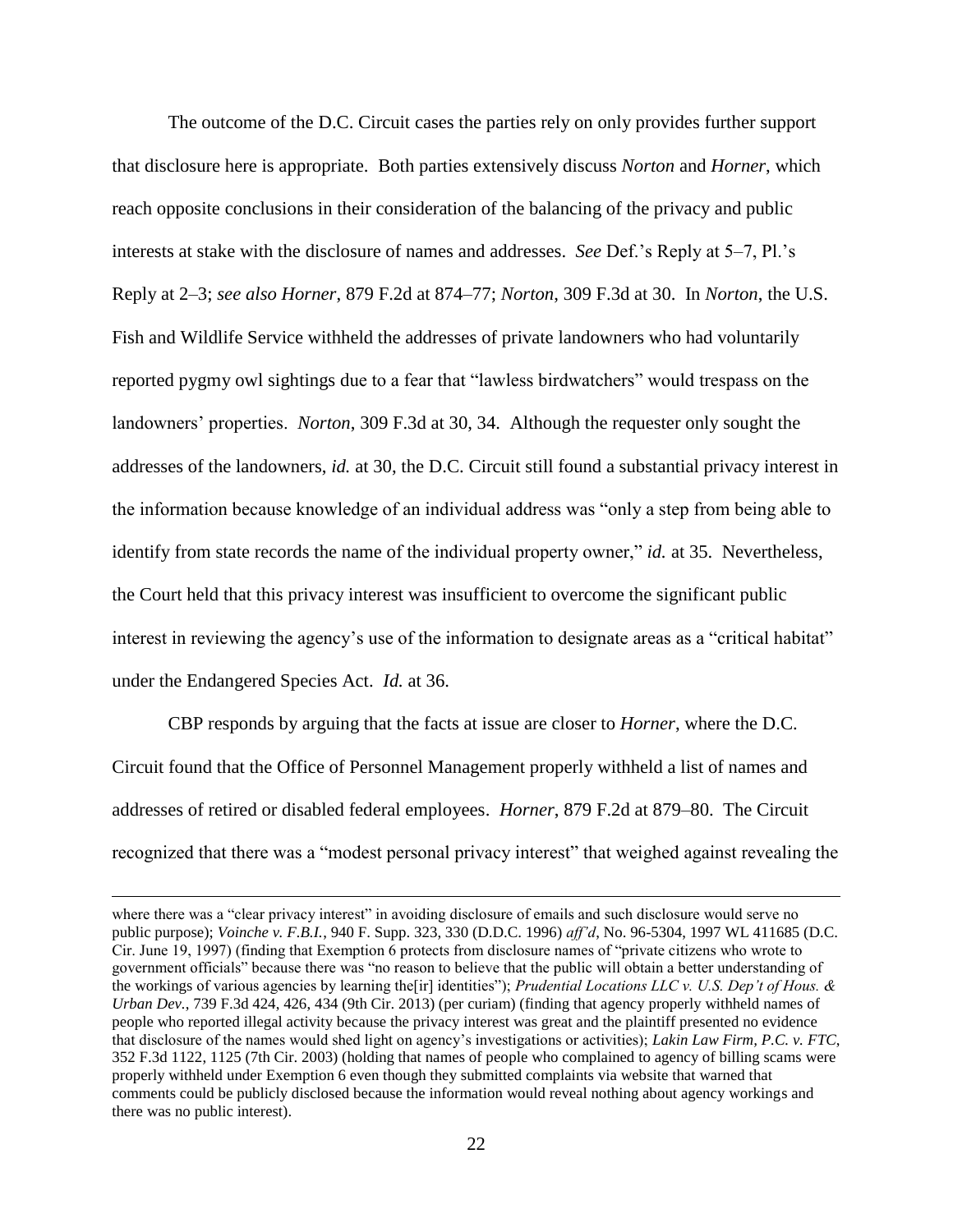The outcome of the D.C. Circuit cases the parties rely on only provides further support that disclosure here is appropriate. Both parties extensively discuss *Norton* and *Horner*, which reach opposite conclusions in their consideration of the balancing of the privacy and public interests at stake with the disclosure of names and addresses. *See* Def.'s Reply at 5–7, Pl.'s Reply at 2–3; *see also Horner*, 879 F.2d at 874–77; *Norton*, 309 F.3d at 30. In *Norton*, the U.S. Fish and Wildlife Service withheld the addresses of private landowners who had voluntarily reported pygmy owl sightings due to a fear that "lawless birdwatchers" would trespass on the landowners' properties. *Norton*, 309 F.3d at 30, 34. Although the requester only sought the addresses of the landowners, *id.* at 30, the D.C. Circuit still found a substantial privacy interest in the information because knowledge of an individual address was "only a step from being able to identify from state records the name of the individual property owner," *id.* at 35. Nevertheless, the Court held that this privacy interest was insufficient to overcome the significant public interest in reviewing the agency's use of the information to designate areas as a "critical habitat" under the Endangered Species Act. *Id.* at 36.

CBP responds by arguing that the facts at issue are closer to *Horner*, where the D.C. Circuit found that the Office of Personnel Management properly withheld a list of names and addresses of retired or disabled federal employees. *Horner*, 879 F.2d at 879–80. The Circuit recognized that there was a "modest personal privacy interest" that weighed against revealing the

---

where there was a "clear privacy interest" in avoiding disclosure of emails and such disclosure would serve no public purpose); *Voinche v. F.B.I.*, 940 F. Supp. 323, 330 (D.D.C. 1996) *aff'd*, No. 96-5304, 1997 WL 411685 (D.C. Cir. June 19, 1997) (finding that Exemption 6 protects from disclosure names of "private citizens who wrote to government officials" because there was "no reason to believe that the public will obtain a better understanding of the workings of various agencies by learning the[ir] identities"); *Prudential Locations LLC v. U.S. Dep't of Hous. & Urban Dev.*, 739 F.3d 424, 426, 434 (9th Cir. 2013) (per curiam) (finding that agency properly withheld names of people who reported illegal activity because the privacy interest was great and the plaintiff presented no evidence that disclosure of the names would shed light on agency's investigations or activities); *Lakin Law Firm, P.C. v. FTC*, 352 F.3d 1122, 1125 (7th Cir. 2003) (holding that names of people who complained to agency of billing scams were properly withheld under Exemption 6 even though they submitted complaints via website that warned that comments could be publicly disclosed because the information would reveal nothing about agency workings and there was no public interest).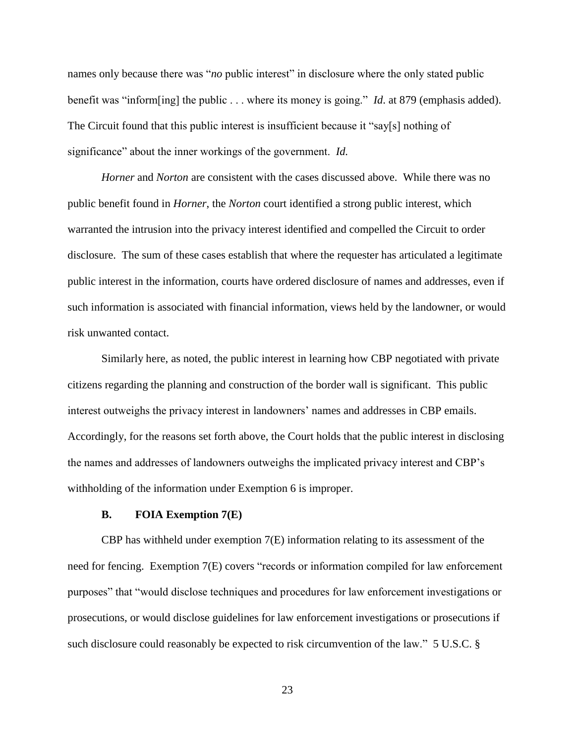names only because there was "*no* public interest" in disclosure where the only stated public benefit was "inform[ing] the public . . . where its money is going." *Id.* at 879 (emphasis added). The Circuit found that this public interest is insufficient because it "say[s] nothing of significance" about the inner workings of the government. *Id.*

*Horner* and *Norton* are consistent with the cases discussed above. While there was no public benefit found in *Horner*, the *Norton* court identified a strong public interest, which warranted the intrusion into the privacy interest identified and compelled the Circuit to order disclosure. The sum of these cases establish that where the requester has articulated a legitimate public interest in the information, courts have ordered disclosure of names and addresses, even if such information is associated with financial information, views held by the landowner, or would risk unwanted contact.

Similarly here, as noted, the public interest in learning how CBP negotiated with private citizens regarding the planning and construction of the border wall is significant. This public interest outweighs the privacy interest in landowners' names and addresses in CBP emails. Accordingly, for the reasons set forth above, the Court holds that the public interest in disclosing the names and addresses of landowners outweighs the implicated privacy interest and CBP's withholding of the information under Exemption 6 is improper.

### B. FOIA Exemption 7(E)

CBP has withheld under exemption 7(E) information relating to its assessment of the need for fencing. Exemption 7(E) covers "records or information compiled for law enforcement purposes" that "would disclose techniques and procedures for law enforcement investigations or prosecutions, or would disclose guidelines for law enforcement investigations or prosecutions if such disclosure could reasonably be expected to risk circumvention of the law." 5 U.S.C. §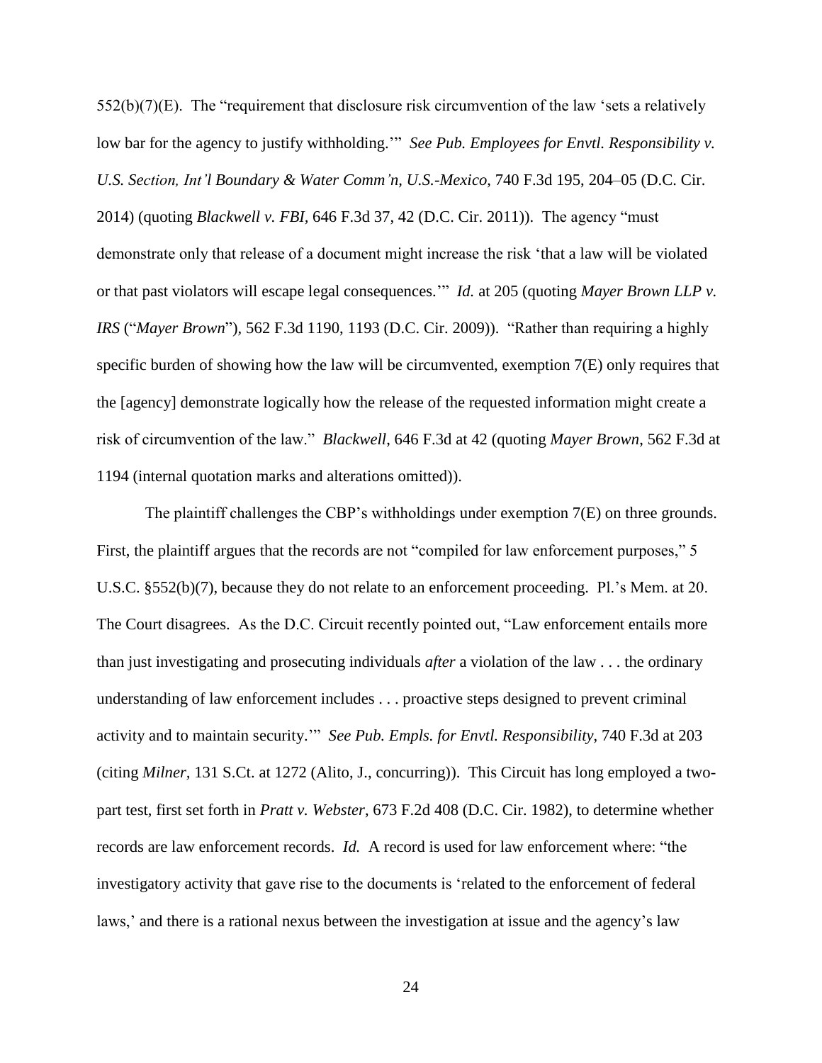552(b)(7)(E). The "requirement that disclosure risk circumvention of the law 'sets a relatively low bar for the agency to justify withholding.'" *See Pub. Employees for Envtl. Responsibility v. U.S. Section, Int'l Boundary & Water Comm'n, U.S.-Mexico*, 740 F.3d 195, 204–05 (D.C. Cir. 2014) (quoting *Blackwell v. FBI*, 646 F.3d 37, 42 (D.C. Cir. 2011)). The agency "must demonstrate only that release of a document might increase the risk 'that a law will be violated or that past violators will escape legal consequences.'" *Id.* at 205 (quoting *Mayer Brown LLP v. IRS* ("*Mayer Brown*"), 562 F.3d 1190, 1193 (D.C. Cir. 2009)). "Rather than requiring a highly specific burden of showing how the law will be circumvented, exemption 7(E) only requires that the [agency] demonstrate logically how the release of the requested information might create a risk of circumvention of the law." *Blackwell*, 646 F.3d at 42 (quoting *Mayer Brown*, 562 F.3d at 1194 (internal quotation marks and alterations omitted)).

The plaintiff challenges the CBP's withholdings under exemption 7(E) on three grounds. First, the plaintiff argues that the records are not "compiled for law enforcement purposes," 5 U.S.C. §552(b)(7), because they do not relate to an enforcement proceeding. Pl.'s Mem. at 20. The Court disagrees. As the D.C. Circuit recently pointed out, "Law enforcement entails more than just investigating and prosecuting individuals *after* a violation of the law . . . the ordinary understanding of law enforcement includes . . . proactive steps designed to prevent criminal activity and to maintain security.'" *See Pub. Empls. for Envtl. Responsibility*, 740 F.3d at 203 (citing *Milner*, 131 S.Ct. at 1272 (Alito, J., concurring)). This Circuit has long employed a two-part test, first set forth in *Pratt v. Webster*, 673 F.2d 408 (D.C. Cir. 1982), to determine whether records are law enforcement records. *Id.* A record is used for law enforcement where: "the investigatory activity that gave rise to the documents is 'related to the enforcement of federal laws,' and there is a rational nexus between the investigation at issue and the agency's law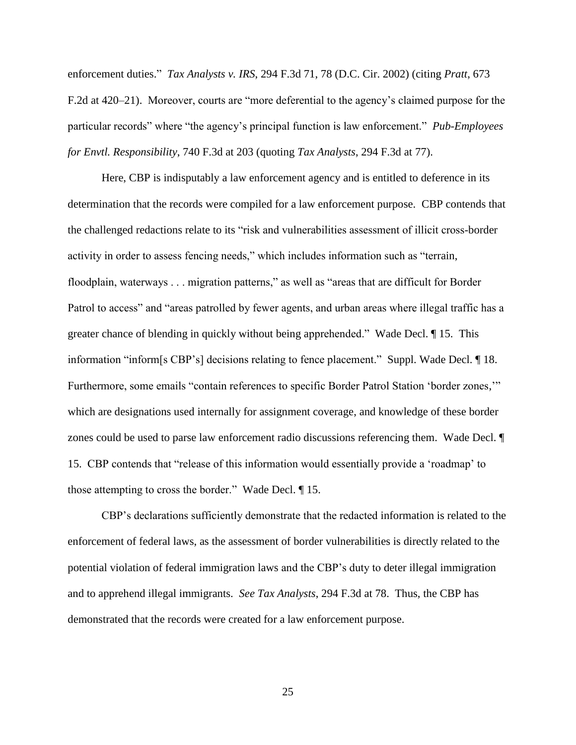enforcement duties." *Tax Analysts v. IRS*, 294 F.3d 71, 78 (D.C. Cir. 2002) (citing *Pratt*, 673 F.2d at 420–21). Moreover, courts are "more deferential to the agency's claimed purpose for the particular records" where "the agency's principal function is law enforcement." *Pub-Employees for Envtl. Responsibility*, 740 F.3d at 203 (quoting *Tax Analysts*, 294 F.3d at 77).

Here, CBP is indisputably a law enforcement agency and is entitled to deference in its determination that the records were compiled for a law enforcement purpose. CBP contends that the challenged redactions relate to its "risk and vulnerabilities assessment of illicit cross-border activity in order to assess fencing needs," which includes information such as "terrain, floodplain, waterways . . . migration patterns," as well as "areas that are difficult for Border Patrol to access" and "areas patrolled by fewer agents, and urban areas where illegal traffic has a greater chance of blending in quickly without being apprehended." Wade Decl. ¶ 15. This information "inform[s CBP's] decisions relating to fence placement." Suppl. Wade Decl. ¶ 18. Furthermore, some emails "contain references to specific Border Patrol Station 'border zones,'" which are designations used internally for assignment coverage, and knowledge of these border zones could be used to parse law enforcement radio discussions referencing them. Wade Decl. ¶ 15. CBP contends that "release of this information would essentially provide a 'roadmap' to those attempting to cross the border." Wade Decl. ¶ 15.

CBP's declarations sufficiently demonstrate that the redacted information is related to the enforcement of federal laws, as the assessment of border vulnerabilities is directly related to the potential violation of federal immigration laws and the CBP's duty to deter illegal immigration and to apprehend illegal immigrants. *See Tax Analysts*, 294 F.3d at 78. Thus, the CBP has demonstrated that the records were created for a law enforcement purpose.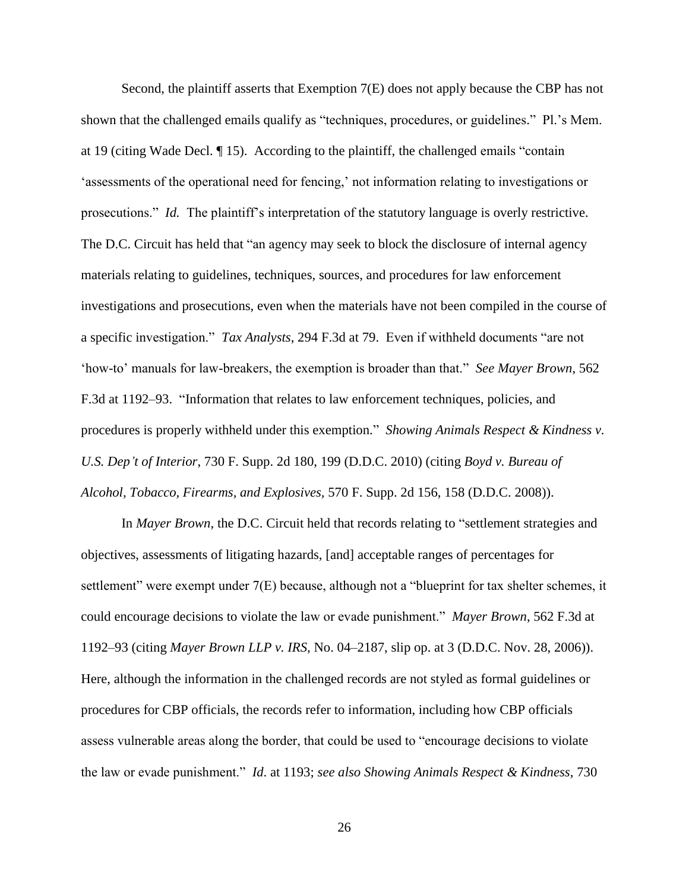Second, the plaintiff asserts that Exemption 7(E) does not apply because the CBP has not shown that the challenged emails qualify as "techniques, procedures, or guidelines." Pl.'s Mem. at 19 (citing Wade Decl. ¶ 15). According to the plaintiff, the challenged emails "contain 'assessments of the operational need for fencing,' not information relating to investigations or prosecutions." *Id.* The plaintiff's interpretation of the statutory language is overly restrictive. The D.C. Circuit has held that "an agency may seek to block the disclosure of internal agency materials relating to guidelines, techniques, sources, and procedures for law enforcement investigations and prosecutions, even when the materials have not been compiled in the course of a specific investigation." *Tax Analysts*, 294 F.3d at 79. Even if withheld documents "are not 'how-to' manuals for law-breakers, the exemption is broader than that." *See Mayer Brown*, 562 F.3d at 1192–93. "Information that relates to law enforcement techniques, policies, and procedures is properly withheld under this exemption." *Showing Animals Respect & Kindness v. U.S. Dep't of Interior*, 730 F. Supp. 2d 180, 199 (D.D.C. 2010) (citing *Boyd v. Bureau of Alcohol, Tobacco, Firearms, and Explosives*, 570 F. Supp. 2d 156, 158 (D.D.C. 2008)).

In *Mayer Brown*, the D.C. Circuit held that records relating to "settlement strategies and objectives, assessments of litigating hazards, [and] acceptable ranges of percentages for settlement" were exempt under 7(E) because, although not a "blueprint for tax shelter schemes, it could encourage decisions to violate the law or evade punishment." *Mayer Brown*, 562 F.3d at 1192–93 (citing *Mayer Brown LLP v. IRS*, No. 04–2187, slip op. at 3 (D.D.C. Nov. 28, 2006)). Here, although the information in the challenged records are not styled as formal guidelines or procedures for CBP officials, the records refer to information, including how CBP officials assess vulnerable areas along the border, that could be used to "encourage decisions to violate the law or evade punishment." *Id.* at 1193; *see also Showing Animals Respect & Kindness*, 730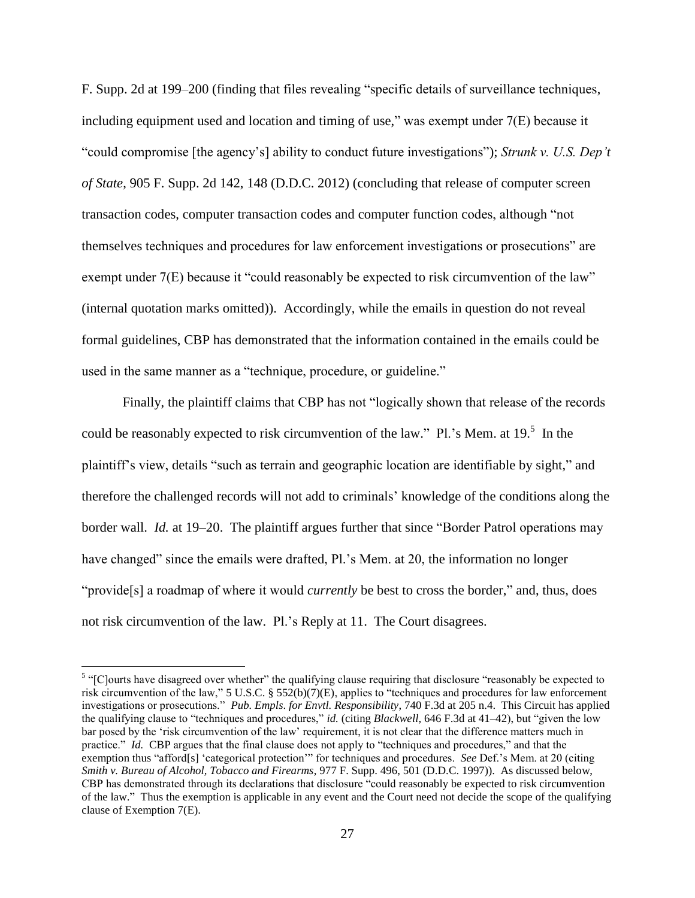F. Supp. 2d at 199–200 (finding that files revealing "specific details of surveillance techniques, including equipment used and location and timing of use," was exempt under 7(E) because it "could compromise [the agency's] ability to conduct future investigations"); *Strunk v. U.S. Dep't of State*, 905 F. Supp. 2d 142, 148 (D.D.C. 2012) (concluding that release of computer screen transaction codes, computer transaction codes and computer function codes, although "not themselves techniques and procedures for law enforcement investigations or prosecutions" are exempt under 7(E) because it "could reasonably be expected to risk circumvention of the law" (internal quotation marks omitted)). Accordingly, while the emails in question do not reveal formal guidelines, CBP has demonstrated that the information contained in the emails could be used in the same manner as a "technique, procedure, or guideline."

Finally, the plaintiff claims that CBP has not "logically shown that release of the records could be reasonably expected to risk circumvention of the law." Pl.'s Mem. at 19.[5] In the plaintiff's view, details "such as terrain and geographic location are identifiable by sight," and therefore the challenged records will not add to criminals' knowledge of the conditions along the border wall. *Id.* at 19–20. The plaintiff argues further that since "Border Patrol operations may have changed" since the emails were drafted, Pl.'s Mem. at 20, the information no longer "provide[s] a roadmap of where it would *currently* be best to cross the border," and, thus, does not risk circumvention of the law. Pl.'s Reply at 11. The Court disagrees.

---

[5] "[C]ourts have disagreed over whether" the qualifying clause requiring that disclosure "reasonably be expected to risk circumvention of the law," 5 U.S.C. § 552(b)(7)(E), applies to "techniques and procedures for law enforcement investigations or prosecutions." *Pub. Empls. for Envtl. Responsibility*, 740 F.3d at 205 n.4. This Circuit has applied the qualifying clause to "techniques and procedures," *id.* (citing *Blackwell*, 646 F.3d at 41–42), but "given the low bar posed by the 'risk circumvention of the law' requirement, it is not clear that the difference matters much in practice." *Id.* CBP argues that the final clause does not apply to "techniques and procedures," and that the exemption thus "afford[s] 'categorical protection'" for techniques and procedures. *See* Def.'s Mem. at 20 (citing *Smith v. Bureau of Alcohol, Tobacco and Firearms*, 977 F. Supp. 496, 501 (D.D.C. 1997)). As discussed below, CBP has demonstrated through its declarations that disclosure "could reasonably be expected to risk circumvention of the law." Thus the exemption is applicable in any event and the Court need not decide the scope of the qualifying clause of Exemption 7(E).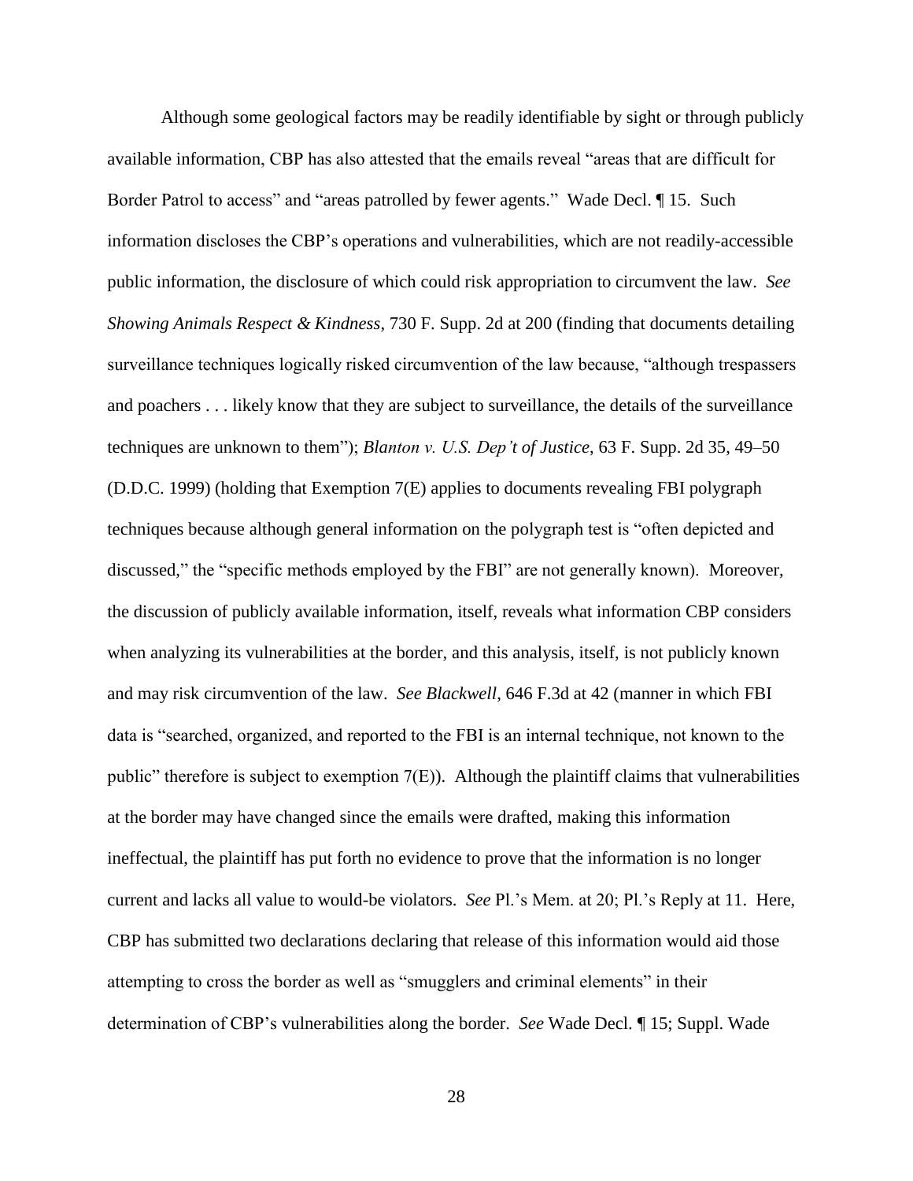Although some geological factors may be readily identifiable by sight or through publicly available information, CBP has also attested that the emails reveal "areas that are difficult for Border Patrol to access" and "areas patrolled by fewer agents." Wade Decl. ¶ 15. Such information discloses the CBP's operations and vulnerabilities, which are not readily-accessible public information, the disclosure of which could risk appropriation to circumvent the law. *See Showing Animals Respect & Kindness*, 730 F. Supp. 2d at 200 (finding that documents detailing surveillance techniques logically risked circumvention of the law because, "although trespassers and poachers . . . likely know that they are subject to surveillance, the details of the surveillance techniques are unknown to them"); *Blanton v. U.S. Dep't of Justice*, 63 F. Supp. 2d 35, 49–50 (D.D.C. 1999) (holding that Exemption 7(E) applies to documents revealing FBI polygraph techniques because although general information on the polygraph test is "often depicted and discussed," the "specific methods employed by the FBI" are not generally known). Moreover, the discussion of publicly available information, itself, reveals what information CBP considers when analyzing its vulnerabilities at the border, and this analysis, itself, is not publicly known and may risk circumvention of the law. *See Blackwell*, 646 F.3d at 42 (manner in which FBI data is "searched, organized, and reported to the FBI is an internal technique, not known to the public" therefore is subject to exemption 7(E)). Although the plaintiff claims that vulnerabilities at the border may have changed since the emails were drafted, making this information ineffectual, the plaintiff has put forth no evidence to prove that the information is no longer current and lacks all value to would-be violators. *See* Pl.'s Mem. at 20; Pl.'s Reply at 11. Here, CBP has submitted two declarations declaring that release of this information would aid those attempting to cross the border as well as "smugglers and criminal elements" in their determination of CBP's vulnerabilities along the border. *See* Wade Decl. ¶ 15; Suppl. Wade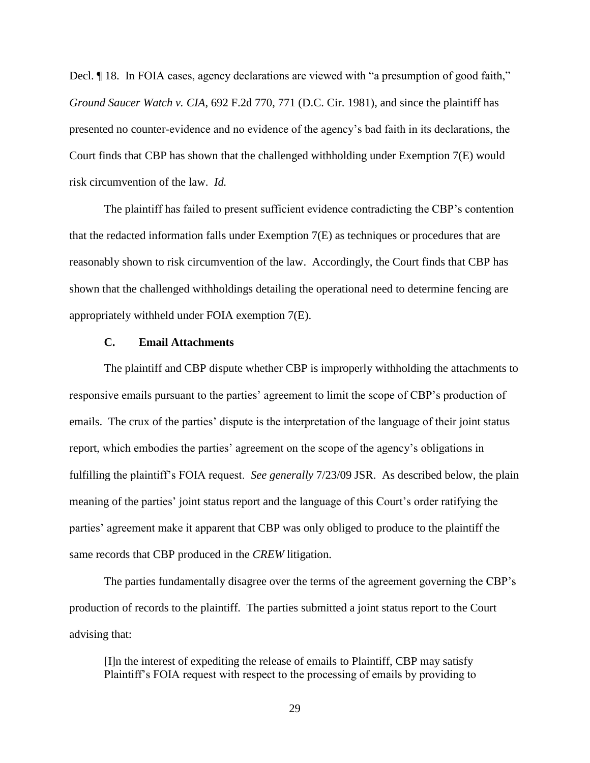Decl. ¶ 18. In FOIA cases, agency declarations are viewed with "a presumption of good faith," *Ground Saucer Watch v. CIA*, 692 F.2d 770, 771 (D.C. Cir. 1981), and since the plaintiff has presented no counter-evidence and no evidence of the agency's bad faith in its declarations, the Court finds that CBP has shown that the challenged withholding under Exemption 7(E) would risk circumvention of the law. *Id.*

The plaintiff has failed to present sufficient evidence contradicting the CBP's contention that the redacted information falls under Exemption 7(E) as techniques or procedures that are reasonably shown to risk circumvention of the law. Accordingly, the Court finds that CBP has shown that the challenged withholdings detailing the operational need to determine fencing are appropriately withheld under FOIA exemption 7(E).

### C. Email Attachments

The plaintiff and CBP dispute whether CBP is improperly withholding the attachments to responsive emails pursuant to the parties' agreement to limit the scope of CBP's production of emails. The crux of the parties' dispute is the interpretation of the language of their joint status report, which embodies the parties' agreement on the scope of the agency's obligations in fulfilling the plaintiff's FOIA request. *See generally* 7/23/09 JSR. As described below, the plain meaning of the parties' joint status report and the language of this Court's order ratifying the parties' agreement make it apparent that CBP was only obliged to produce to the plaintiff the same records that CBP produced in the *CREW* litigation.

The parties fundamentally disagree over the terms of the agreement governing the CBP's production of records to the plaintiff. The parties submitted a joint status report to the Court advising that:

> [I]n the interest of expediting the release of emails to Plaintiff, CBP may satisfy Plaintiff's FOIA request with respect to the processing of emails by providing to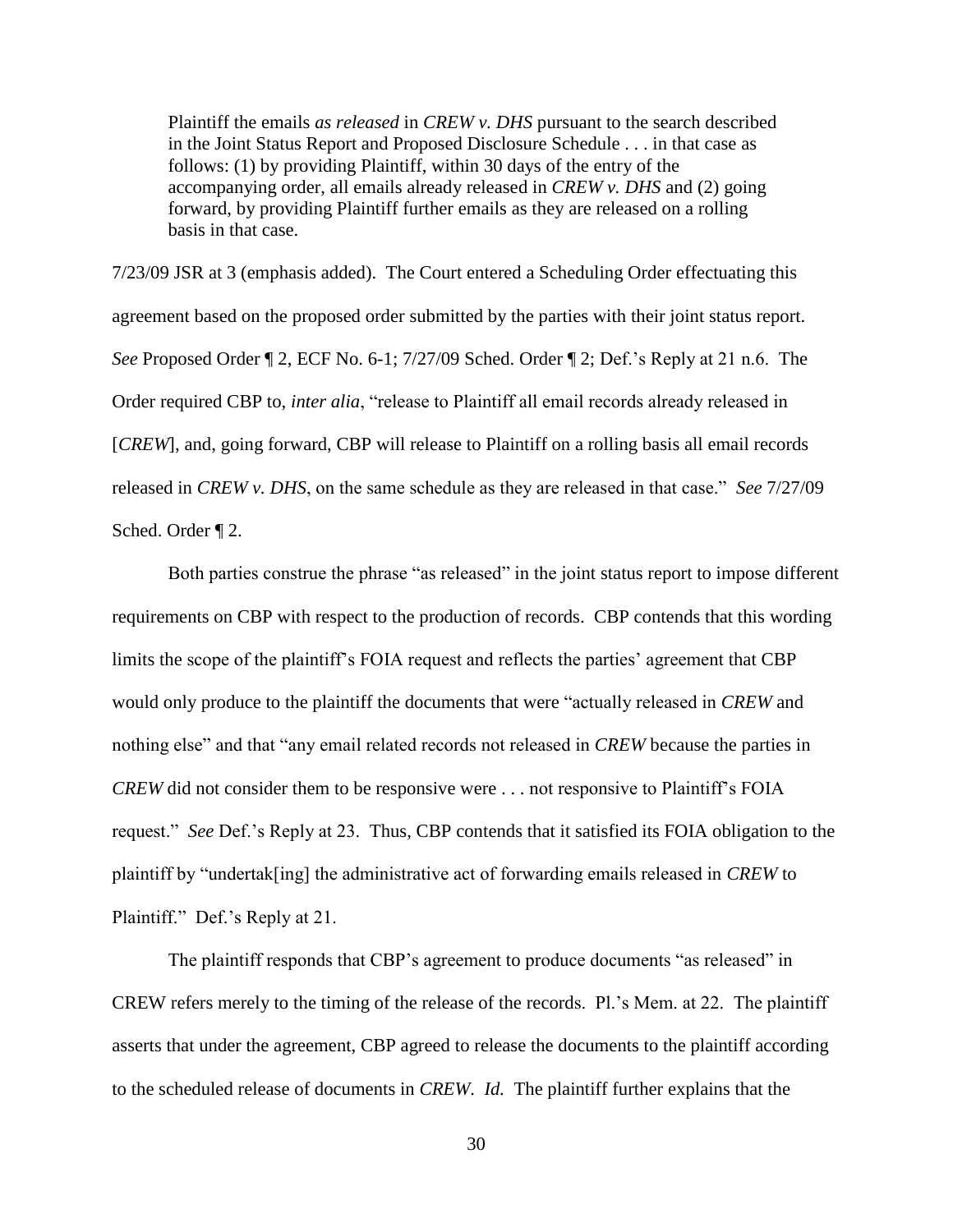> Plaintiff the emails *as released* in *CREW v. DHS* pursuant to the search described in the Joint Status Report and Proposed Disclosure Schedule . . . in that case as follows: (1) by providing Plaintiff, within 30 days of the entry of the accompanying order, all emails already released in *CREW v. DHS* and (2) going forward, by providing Plaintiff further emails as they are released on a rolling basis in that case.

7/23/09 JSR at 3 (emphasis added). The Court entered a Scheduling Order effectuating this agreement based on the proposed order submitted by the parties with their joint status report. *See* Proposed Order ¶ 2, ECF No. 6-1; 7/27/09 Sched. Order ¶ 2; Def.'s Reply at 21 n.6. The Order required CBP to, *inter alia*, "release to Plaintiff all email records already released in [*CREW*], and, going forward, CBP will release to Plaintiff on a rolling basis all email records released in *CREW v. DHS*, on the same schedule as they are released in that case." *See* 7/27/09 Sched. Order ¶ 2.

Both parties construe the phrase "as released" in the joint status report to impose different requirements on CBP with respect to the production of records. CBP contends that this wording limits the scope of the plaintiff's FOIA request and reflects the parties' agreement that CBP would only produce to the plaintiff the documents that were "actually released in *CREW* and nothing else" and that "any email related records not released in *CREW* because the parties in *CREW* did not consider them to be responsive were . . . not responsive to Plaintiff's FOIA request." *See* Def.'s Reply at 23. Thus, CBP contends that it satisfied its FOIA obligation to the plaintiff by "undertak[ing] the administrative act of forwarding emails released in *CREW* to Plaintiff." Def.'s Reply at 21.

The plaintiff responds that CBP's agreement to produce documents "as released" in CREW refers merely to the timing of the release of the records. Pl.'s Mem. at 22. The plaintiff asserts that under the agreement, CBP agreed to release the documents to the plaintiff according to the scheduled release of documents in *CREW*. *Id.* The plaintiff further explains that the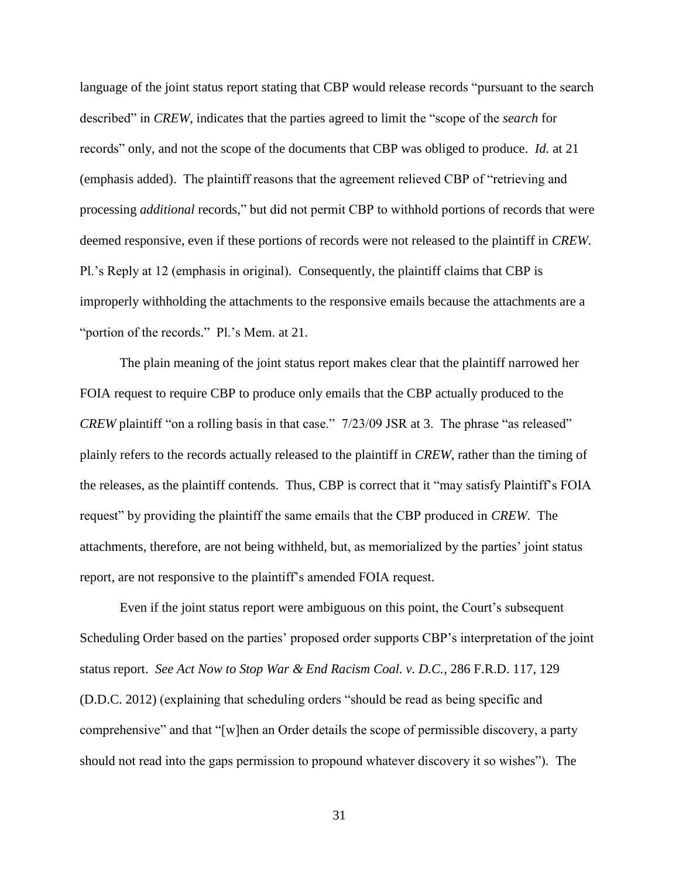language of the joint status report stating that CBP would release records "pursuant to the search described" in *CREW*, indicates that the parties agreed to limit the "scope of the *search* for records" only, and not the scope of the documents that CBP was obliged to produce. *Id.* at 21 (emphasis added). The plaintiff reasons that the agreement relieved CBP of "retrieving and processing *additional* records," but did not permit CBP to withhold portions of records that were deemed responsive, even if these portions of records were not released to the plaintiff in *CREW*. Pl.'s Reply at 12 (emphasis in original). Consequently, the plaintiff claims that CBP is improperly withholding the attachments to the responsive emails because the attachments are a "portion of the records." Pl.'s Mem. at 21.

The plain meaning of the joint status report makes clear that the plaintiff narrowed her FOIA request to require CBP to produce only emails that the CBP actually produced to the *CREW* plaintiff "on a rolling basis in that case." 7/23/09 JSR at 3. The phrase "as released" plainly refers to the records actually released to the plaintiff in *CREW*, rather than the timing of the releases, as the plaintiff contends. Thus, CBP is correct that it "may satisfy Plaintiff's FOIA request" by providing the plaintiff the same emails that the CBP produced in *CREW*. The attachments, therefore, are not being withheld, but, as memorialized by the parties' joint status report, are not responsive to the plaintiff's amended FOIA request.

Even if the joint status report were ambiguous on this point, the Court's subsequent Scheduling Order based on the parties' proposed order supports CBP's interpretation of the joint status report. *See Act Now to Stop War & End Racism Coal. v. D.C.*, 286 F.R.D. 117, 129 (D.D.C. 2012) (explaining that scheduling orders "should be read as being specific and comprehensive" and that "[w]hen an Order details the scope of permissible discovery, a party should not read into the gaps permission to propound whatever discovery it so wishes"). The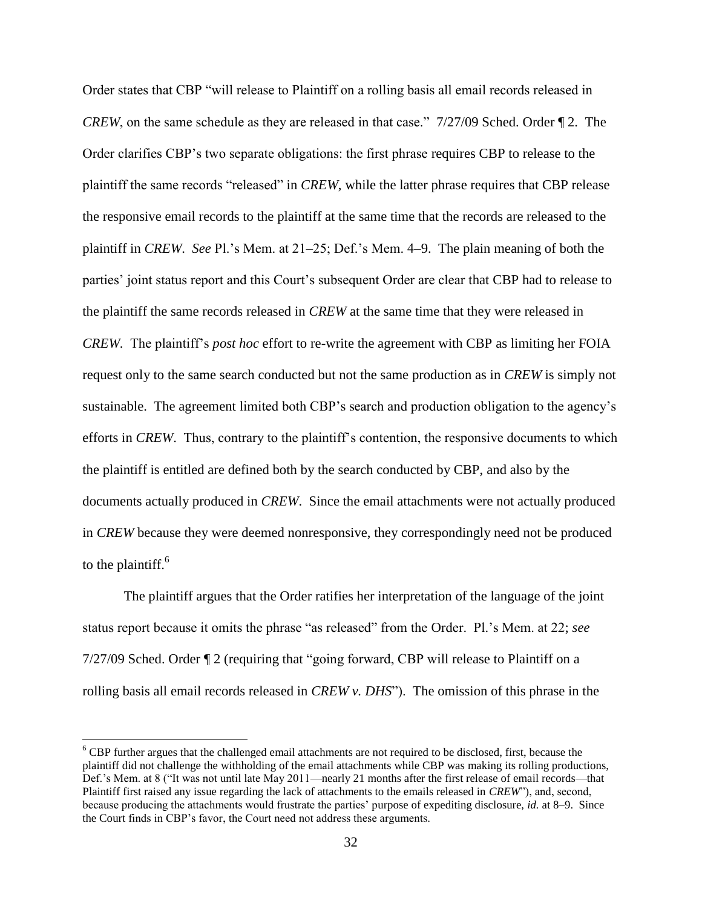Order states that CBP "will release to Plaintiff on a rolling basis all email records released in *CREW*, on the same schedule as they are released in that case." 7/27/09 Sched. Order ¶ 2. The Order clarifies CBP's two separate obligations: the first phrase requires CBP to release to the plaintiff the same records "released" in *CREW*, while the latter phrase requires that CBP release the responsive email records to the plaintiff at the same time that the records are released to the plaintiff in *CREW*. *See* Pl.'s Mem. at 21–25; Def.'s Mem. 4–9. The plain meaning of both the parties' joint status report and this Court's subsequent Order are clear that CBP had to release to the plaintiff the same records released in *CREW* at the same time that they were released in *CREW*. The plaintiff's *post hoc* effort to re-write the agreement with CBP as limiting her FOIA request only to the same search conducted but not the same production as in *CREW* is simply not sustainable. The agreement limited both CBP's search and production obligation to the agency's efforts in *CREW*. Thus, contrary to the plaintiff's contention, the responsive documents to which the plaintiff is entitled are defined both by the search conducted by CBP, and also by the documents actually produced in *CREW*. Since the email attachments were not actually produced in *CREW* because they were deemed nonresponsive, they correspondingly need not be produced to the plaintiff.[6]

The plaintiff argues that the Order ratifies her interpretation of the language of the joint status report because it omits the phrase "as released" from the Order. Pl.'s Mem. at 22; *see* 7/27/09 Sched. Order ¶ 2 (requiring that "going forward, CBP will release to Plaintiff on a rolling basis all email records released in *CREW v. DHS*"). The omission of this phrase in the

[6] CBP further argues that the challenged email attachments are not required to be disclosed, first, because the plaintiff did not challenge the withholding of the email attachments while CBP was making its rolling productions, Def.'s Mem. at 8 ("It was not until late May 2011—nearly 21 months after the first release of email records—that Plaintiff first raised any issue regarding the lack of attachments to the emails released in *CREW*"), and, second, because producing the attachments would frustrate the parties' purpose of expediting disclosure, *id.* at 8–9. Since the Court finds in CBP's favor, the Court need not address these arguments.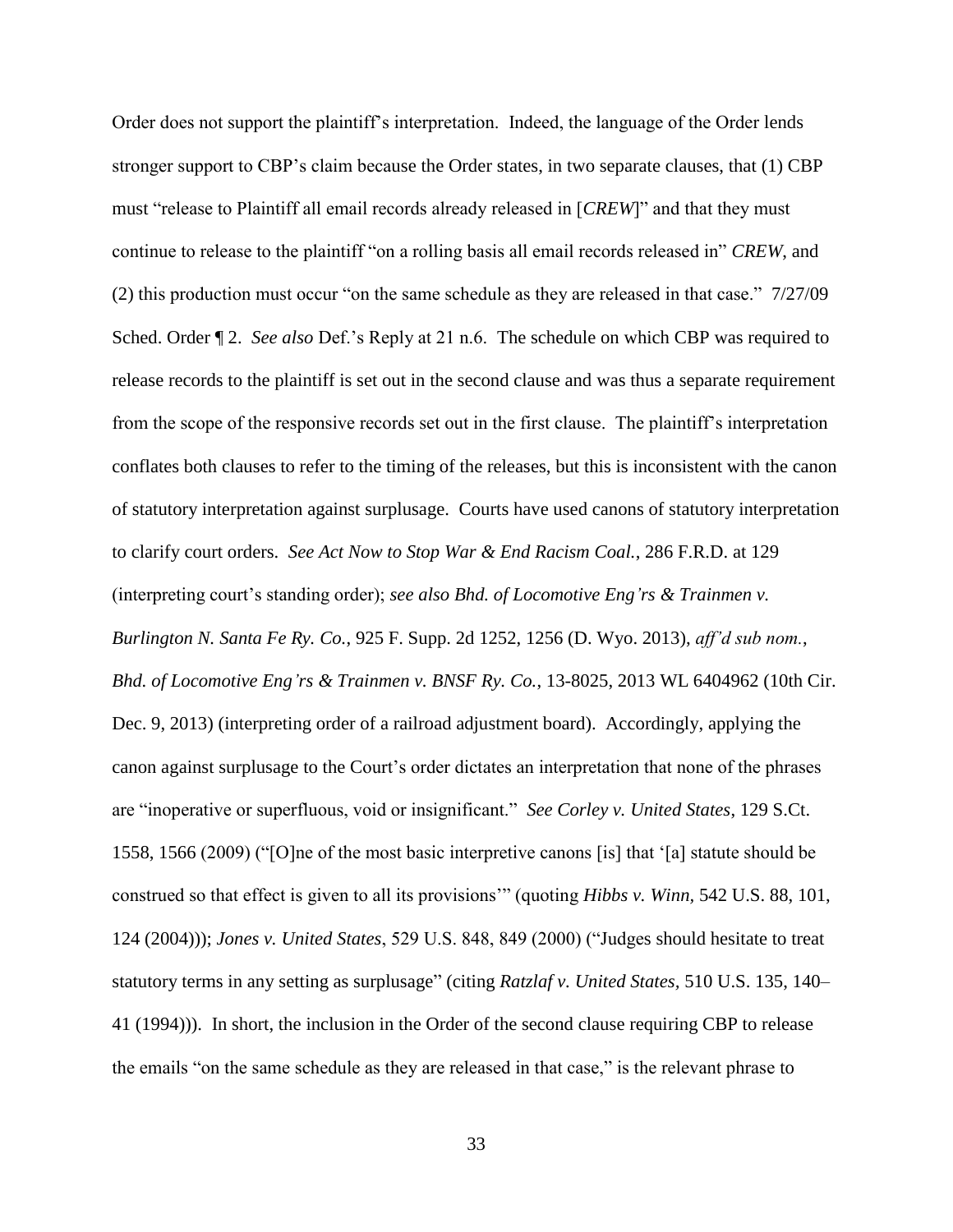Order does not support the plaintiff's interpretation. Indeed, the language of the Order lends stronger support to CBP's claim because the Order states, in two separate clauses, that (1) CBP must "release to Plaintiff all email records already released in [*CREW*]" and that they must continue to release to the plaintiff "on a rolling basis all email records released in" *CREW*, and (2) this production must occur "on the same schedule as they are released in that case." 7/27/09 Sched. Order ¶ 2. *See also* Def.'s Reply at 21 n.6. The schedule on which CBP was required to release records to the plaintiff is set out in the second clause and was thus a separate requirement from the scope of the responsive records set out in the first clause. The plaintiff's interpretation conflates both clauses to refer to the timing of the releases, but this is inconsistent with the canon of statutory interpretation against surplusage. Courts have used canons of statutory interpretation to clarify court orders. *See Act Now to Stop War & End Racism Coal.*, 286 F.R.D. at 129 (interpreting court's standing order); *see also Bhd. of Locomotive Eng'rs & Trainmen v. Burlington N. Santa Fe Ry. Co.*, 925 F. Supp. 2d 1252, 1256 (D. Wyo. 2013), *aff'd sub nom.*, *Bhd. of Locomotive Eng'rs & Trainmen v. BNSF Ry. Co.*, 13-8025, 2013 WL 6404962 (10th Cir. Dec. 9, 2013) (interpreting order of a railroad adjustment board). Accordingly, applying the canon against surplusage to the Court's order dictates an interpretation that none of the phrases are "inoperative or superfluous, void or insignificant." *See Corley v. United States*, 129 S.Ct. 1558, 1566 (2009) ("[O]ne of the most basic interpretive canons [is] that '[a] statute should be construed so that effect is given to all its provisions'" (quoting *Hibbs v. Winn*, 542 U.S. 88, 101, 124 (2004))); *Jones v. United States*, 529 U.S. 848, 849 (2000) ("Judges should hesitate to treat statutory terms in any setting as surplusage" (citing *Ratzlaf v. United States*, 510 U.S. 135, 140–41 (1994))). In short, the inclusion in the Order of the second clause requiring CBP to release the emails "on the same schedule as they are released in that case," is the relevant phrase to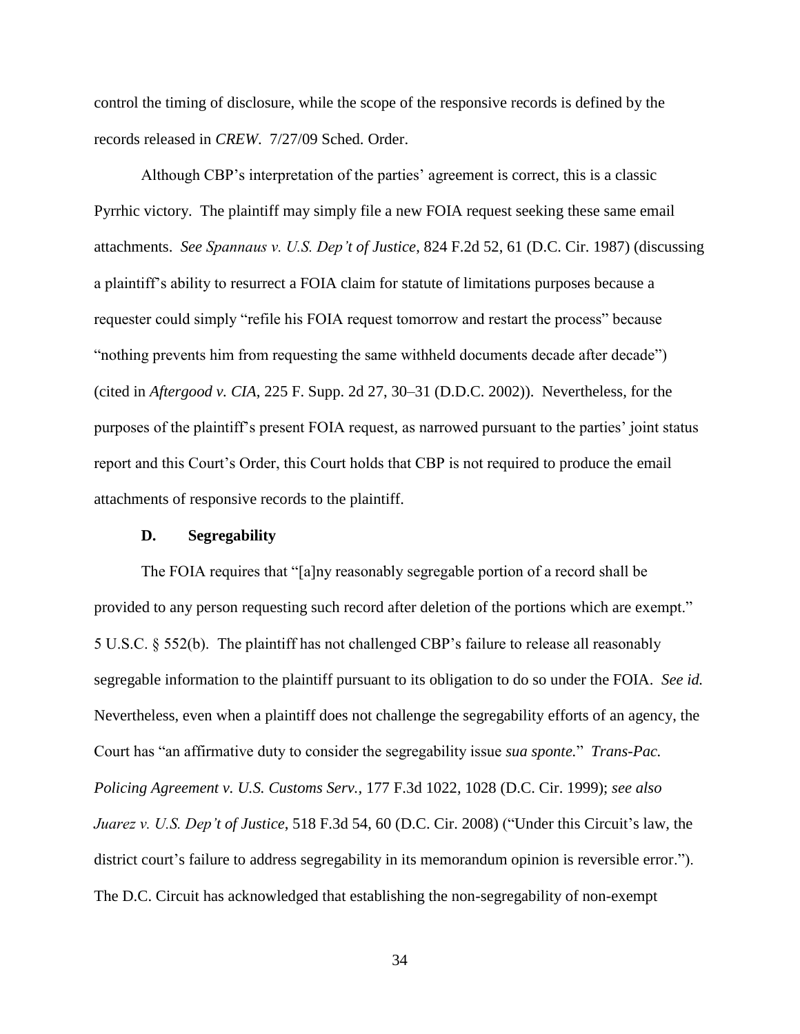control the timing of disclosure, while the scope of the responsive records is defined by the records released in *CREW*. 7/27/09 Sched. Order.

Although CBP's interpretation of the parties' agreement is correct, this is a classic Pyrrhic victory. The plaintiff may simply file a new FOIA request seeking these same email attachments. *See Spannaus v. U.S. Dep't of Justice*, 824 F.2d 52, 61 (D.C. Cir. 1987) (discussing a plaintiff's ability to resurrect a FOIA claim for statute of limitations purposes because a requester could simply "refile his FOIA request tomorrow and restart the process" because "nothing prevents him from requesting the same withheld documents decade after decade") (cited in *Aftergood v. CIA*, 225 F. Supp. 2d 27, 30–31 (D.D.C. 2002)). Nevertheless, for the purposes of the plaintiff's present FOIA request, as narrowed pursuant to the parties' joint status report and this Court's Order, this Court holds that CBP is not required to produce the email attachments of responsive records to the plaintiff.

### D. Segregability

The FOIA requires that "[a]ny reasonably segregable portion of a record shall be provided to any person requesting such record after deletion of the portions which are exempt." 5 U.S.C. § 552(b). The plaintiff has not challenged CBP's failure to release all reasonably segregable information to the plaintiff pursuant to its obligation to do so under the FOIA. *See id.* Nevertheless, even when a plaintiff does not challenge the segregability efforts of an agency, the Court has "an affirmative duty to consider the segregability issue *sua sponte.*" *Trans-Pac. Policing Agreement v. U.S. Customs Serv.*, 177 F.3d 1022, 1028 (D.C. Cir. 1999); *see also Juarez v. U.S. Dep't of Justice*, 518 F.3d 54, 60 (D.C. Cir. 2008) ("Under this Circuit's law, the district court's failure to address segregability in its memorandum opinion is reversible error."). The D.C. Circuit has acknowledged that establishing the non-segregability of non-exempt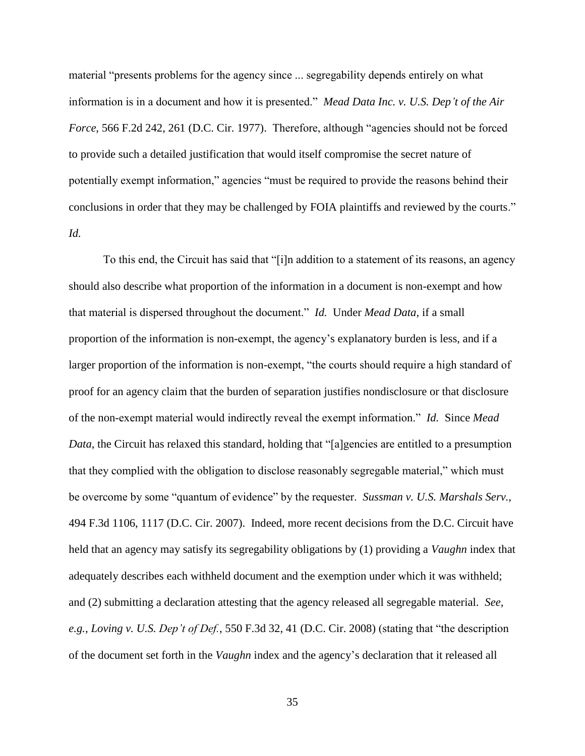material "presents problems for the agency since ... segregability depends entirely on what information is in a document and how it is presented." *Mead Data Inc. v. U.S. Dep't of the Air Force,* 566 F.2d 242, 261 (D.C. Cir. 1977). Therefore, although "agencies should not be forced to provide such a detailed justification that would itself compromise the secret nature of potentially exempt information," agencies "must be required to provide the reasons behind their conclusions in order that they may be challenged by FOIA plaintiffs and reviewed by the courts." *Id.*

To this end, the Circuit has said that "[i]n addition to a statement of its reasons, an agency should also describe what proportion of the information in a document is non-exempt and how that material is dispersed throughout the document." *Id.* Under *Mead Data*, if a small proportion of the information is non-exempt, the agency's explanatory burden is less, and if a larger proportion of the information is non-exempt, "the courts should require a high standard of proof for an agency claim that the burden of separation justifies nondisclosure or that disclosure of the non-exempt material would indirectly reveal the exempt information." *Id.* Since *Mead Data*, the Circuit has relaxed this standard, holding that "[a]gencies are entitled to a presumption that they complied with the obligation to disclose reasonably segregable material," which must be overcome by some "quantum of evidence" by the requester. *Sussman v. U.S. Marshals Serv.,* 494 F.3d 1106, 1117 (D.C. Cir. 2007). Indeed, more recent decisions from the D.C. Circuit have held that an agency may satisfy its segregability obligations by (1) providing a *Vaughn* index that adequately describes each withheld document and the exemption under which it was withheld; and (2) submitting a declaration attesting that the agency released all segregable material. *See, e.g., Loving v. U.S. Dep't of Def.*, 550 F.3d 32, 41 (D.C. Cir. 2008) (stating that "the description of the document set forth in the *Vaughn* index and the agency's declaration that it released all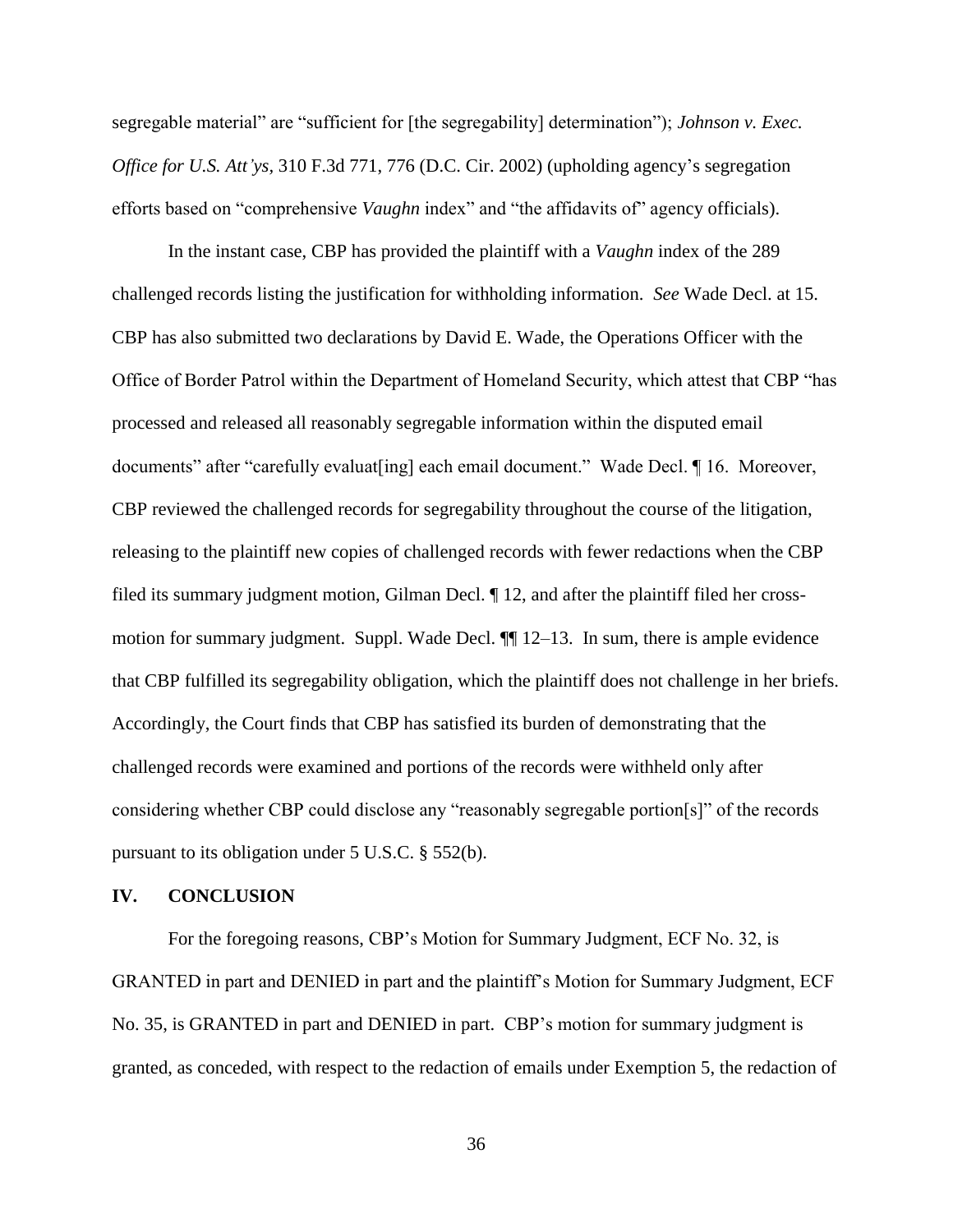segregable material" are "sufficient for [the segregability] determination"); *Johnson v. Exec. Office for U.S. Att'ys*, 310 F.3d 771, 776 (D.C. Cir. 2002) (upholding agency's segregation efforts based on "comprehensive *Vaughn* index" and "the affidavits of" agency officials).

In the instant case, CBP has provided the plaintiff with a *Vaughn* index of the 289 challenged records listing the justification for withholding information. *See* Wade Decl. at 15. CBP has also submitted two declarations by David E. Wade, the Operations Officer with the Office of Border Patrol within the Department of Homeland Security, which attest that CBP "has processed and released all reasonably segregable information within the disputed email documents" after "carefully evaluat[ing] each email document." Wade Decl. ¶ 16. Moreover, CBP reviewed the challenged records for segregability throughout the course of the litigation, releasing to the plaintiff new copies of challenged records with fewer redactions when the CBP filed its summary judgment motion, Gilman Decl. ¶ 12, and after the plaintiff filed her cross-motion for summary judgment. Suppl. Wade Decl. ¶¶ 12–13. In sum, there is ample evidence that CBP fulfilled its segregability obligation, which the plaintiff does not challenge in her briefs. Accordingly, the Court finds that CBP has satisfied its burden of demonstrating that the challenged records were examined and portions of the records were withheld only after considering whether CBP could disclose any "reasonably segregable portion[s]" of the records pursuant to its obligation under 5 U.S.C. § 552(b).

## IV. CONCLUSION

For the foregoing reasons, CBP's Motion for Summary Judgment, ECF No. 32, is GRANTED in part and DENIED in part and the plaintiff's Motion for Summary Judgment, ECF No. 35, is GRANTED in part and DENIED in part. CBP's motion for summary judgment is granted, as conceded, with respect to the redaction of emails under Exemption 5, the redaction of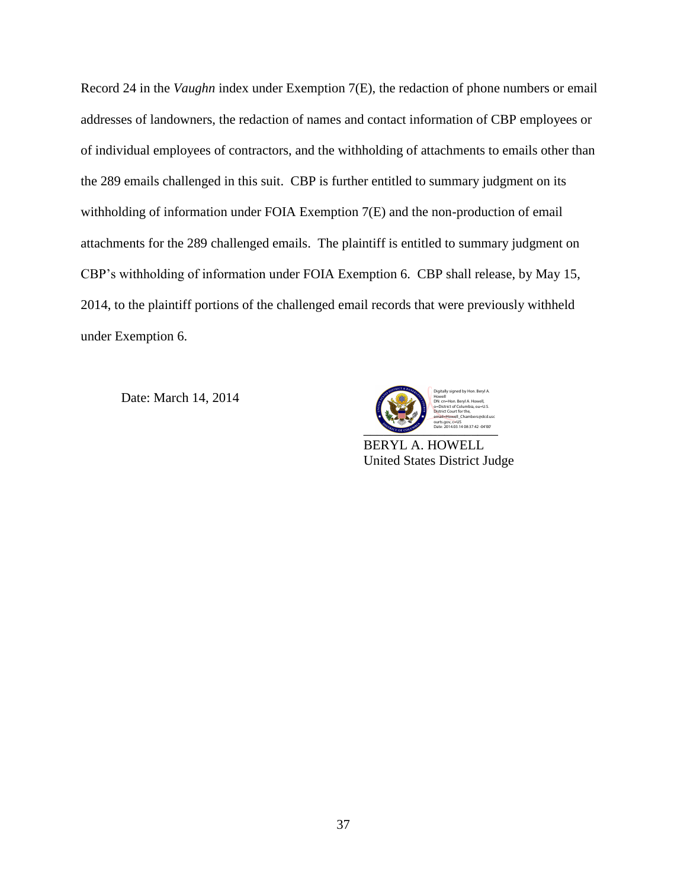Record 24 in the *Vaughn* index under Exemption 7(E), the redaction of phone numbers or email addresses of landowners, the redaction of names and contact information of CBP employees or of individual employees of contractors, and the withholding of attachments to emails other than the 289 emails challenged in this suit. CBP is further entitled to summary judgment on its withholding of information under FOIA Exemption 7(E) and the non-production of email attachments for the 289 challenged emails. The plaintiff is entitled to summary judgment on CBP's withholding of information under FOIA Exemption 6. CBP shall release, by May 15, 2014, to the plaintiff portions of the challenged email records that were previously withheld under Exemption 6.

Date: March 14, 2014

Digitally signed by Hon. Beryl A. Howell
DN: cn=Hon. Beryl A. Howell, o=District of Columbia, ou=U.S. District Court for the, email=Howell_Chambers@dcd.uscourts.gov, c=US
Date: 2014.03.14 08:37:42 -04'00'

BERYL A. HOWELL
United States District Judge